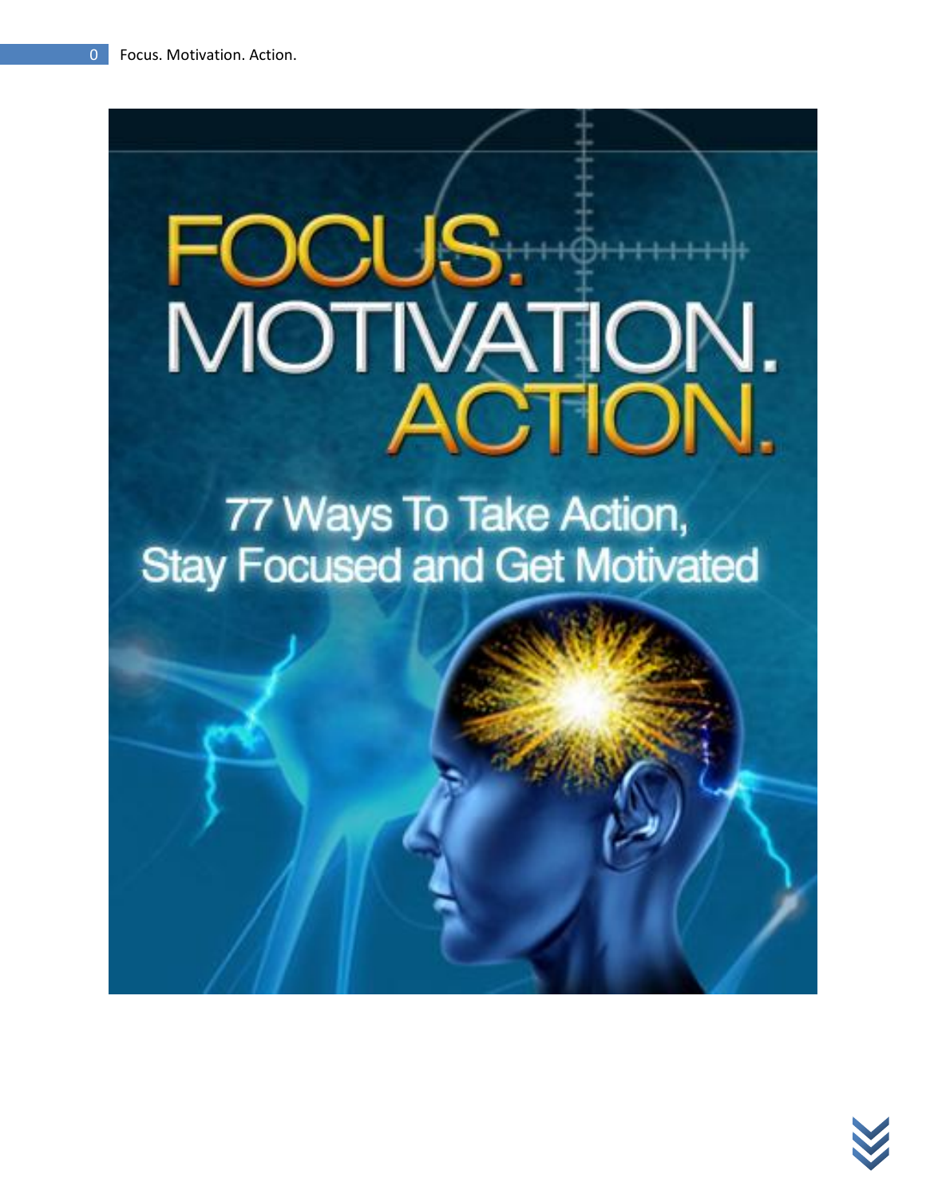# FOCUS. MOTIVATION. ACTION.

## 77 Ways To Take Action, Stay Focused and Get Motivated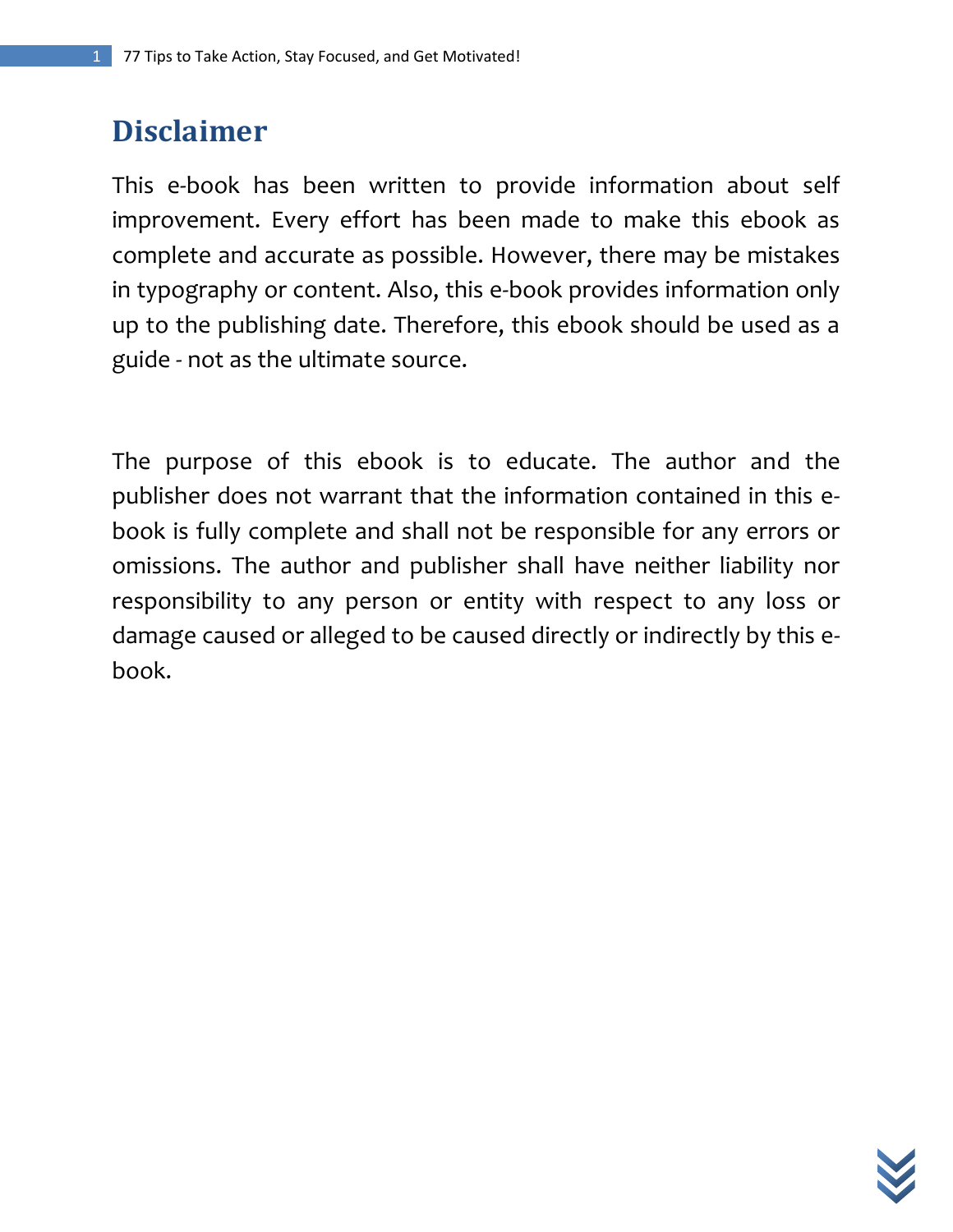# Disclaimer

This e-book has been written to provide information about self improvement. Every effort has been made to make this ebook as complete and accurate as possible. However, there may be mistakes in typography or content. Also, this e-book provides information only up to the publishing date. Therefore, this ebook should be used as a guide - not as the ultimate source.

The purpose of this ebook is to educate. The author and the publisher does not warrant that the information contained in this e-book is fully complete and shall not be responsible for any errors or omissions. The author and publisher shall have neither liability nor responsibility to any person or entity with respect to any loss or damage caused or alleged to be caused directly or indirectly by this e-book.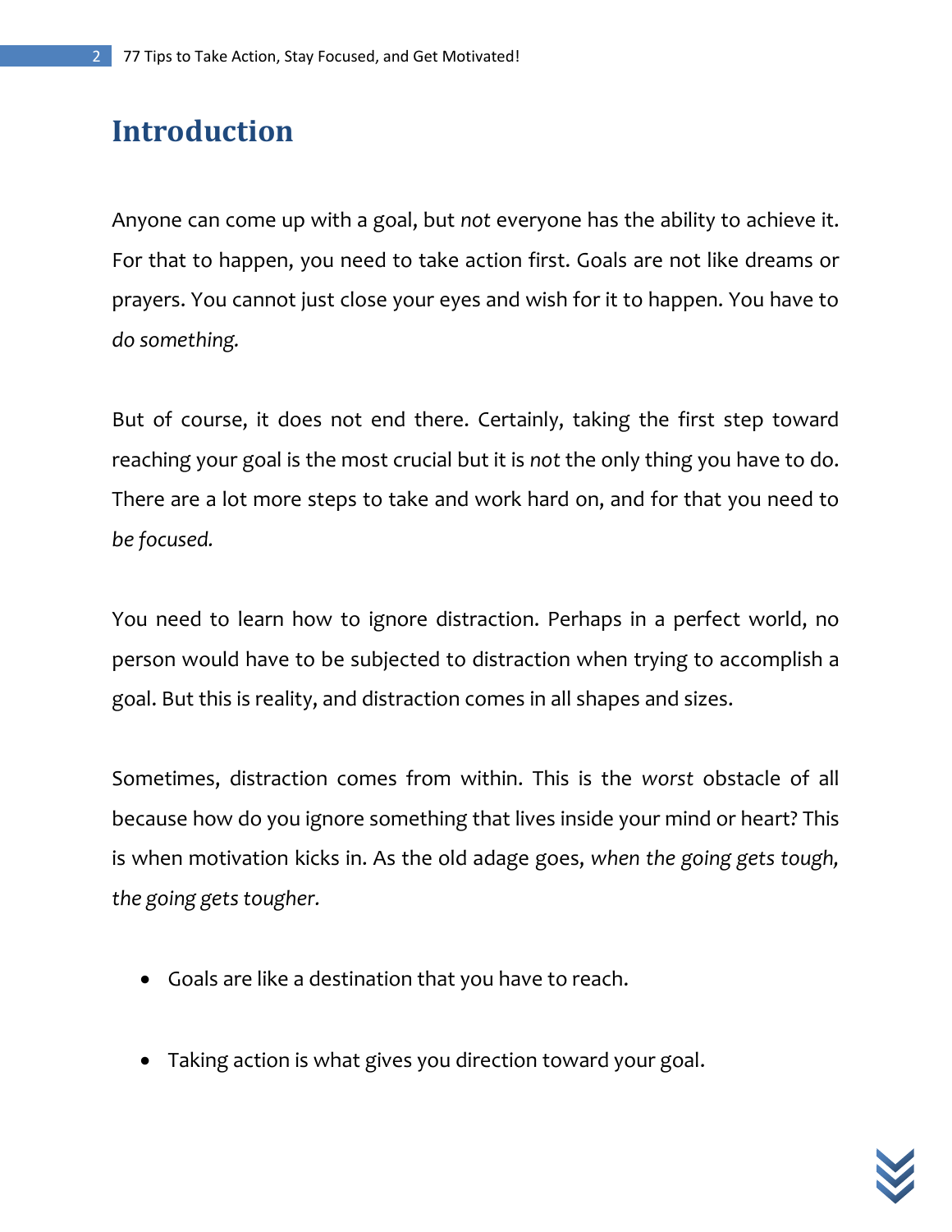# Introduction

Anyone can come up with a goal, but *not* everyone has the ability to achieve it. For that to happen, you need to take action first. Goals are not like dreams or prayers. You cannot just close your eyes and wish for it to happen. You have to *do something.*

But of course, it does not end there. Certainly, taking the first step toward reaching your goal is the most crucial but it is *not* the only thing you have to do. There are a lot more steps to take and work hard on, and for that you need to *be focused.*

You need to learn how to ignore distraction. Perhaps in a perfect world, no person would have to be subjected to distraction when trying to accomplish a goal. But this is reality, and distraction comes in all shapes and sizes.

Sometimes, distraction comes from within. This is the *worst* obstacle of all because how do you ignore something that lives inside your mind or heart? This is when motivation kicks in. As the old adage goes, *when the going gets tough, the going gets tougher.*

- Goals are like a destination that you have to reach.
- Taking action is what gives you direction toward your goal.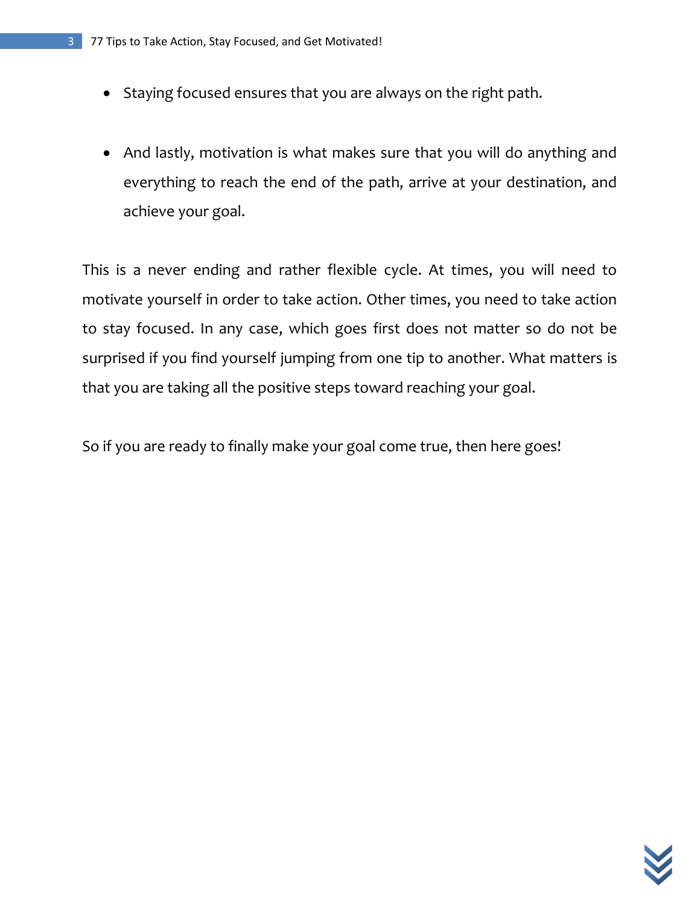- Staying focused ensures that you are always on the right path.

- And lastly, motivation is what makes sure that you will do anything and everything to reach the end of the path, arrive at your destination, and achieve your goal.

This is a never ending and rather flexible cycle. At times, you will need to motivate yourself in order to take action. Other times, you need to take action to stay focused. In any case, which goes first does not matter so do not be surprised if you find yourself jumping from one tip to another. What matters is that you are taking all the positive steps toward reaching your goal.

So if you are ready to finally make your goal come true, then here goes!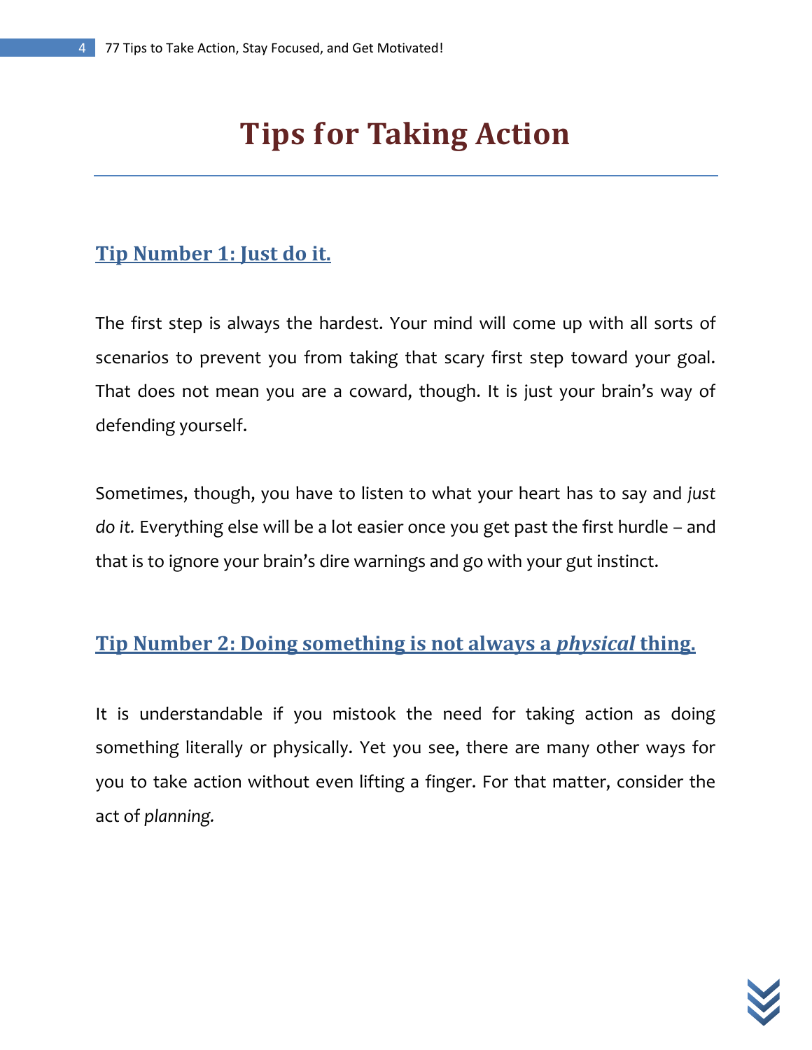# Tips for Taking Action

## Tip Number 1: Just do it.

The first step is always the hardest. Your mind will come up with all sorts of scenarios to prevent you from taking that scary first step toward your goal. That does not mean you are a coward, though. It is just your brain's way of defending yourself.

Sometimes, though, you have to listen to what your heart has to say and *just do it.* Everything else will be a lot easier once you get past the first hurdle – and that is to ignore your brain's dire warnings and go with your gut instinct.

## Tip Number 2: Doing something is not always a *physical* thing.

It is understandable if you mistook the need for taking action as doing something literally or physically. Yet you see, there are many other ways for you to take action without even lifting a finger. For that matter, consider the act of *planning.*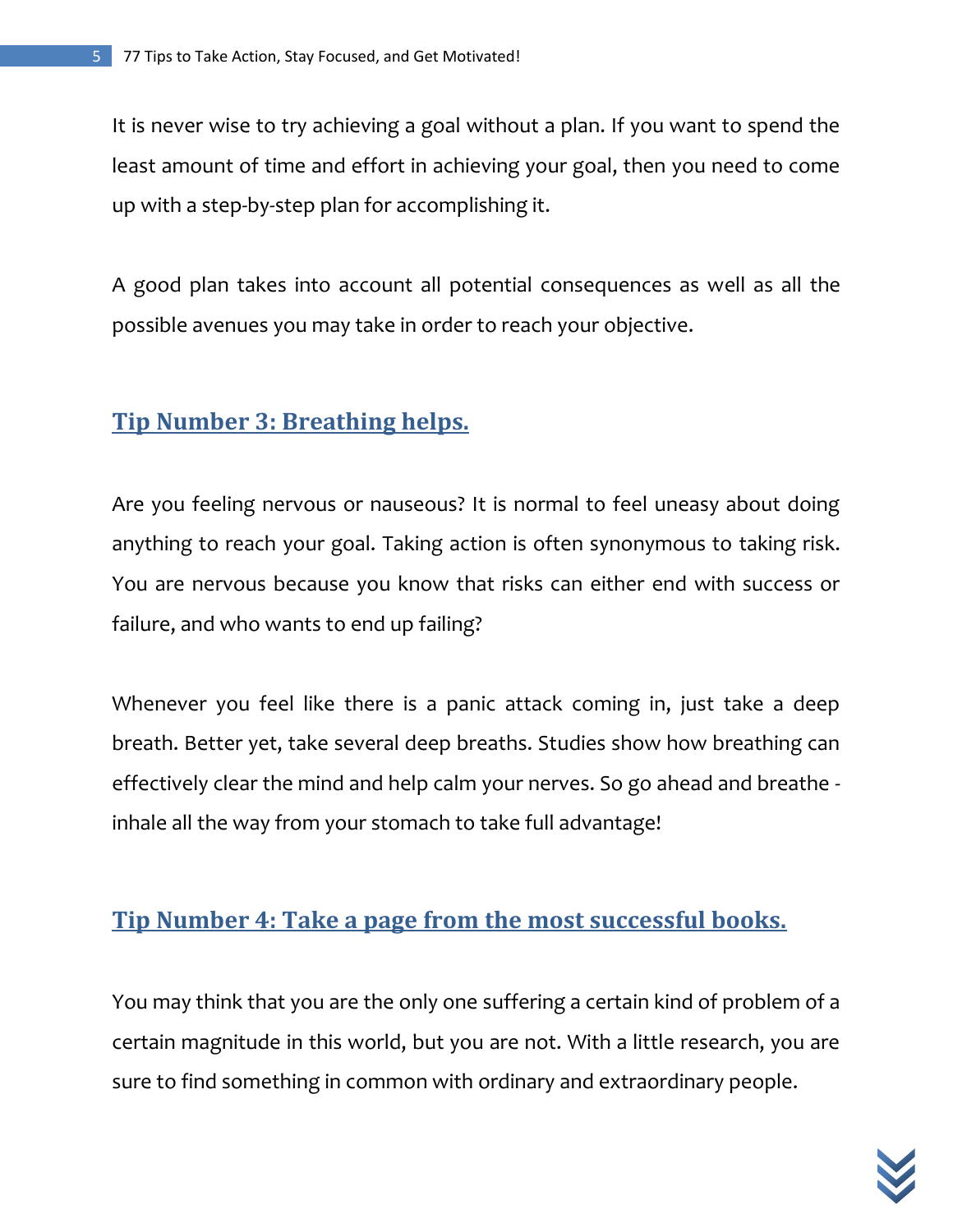It is never wise to try achieving a goal without a plan. If you want to spend the least amount of time and effort in achieving your goal, then you need to come up with a step-by-step plan for accomplishing it.

A good plan takes into account all potential consequences as well as all the possible avenues you may take in order to reach your objective.

## Tip Number 3: Breathing helps.

Are you feeling nervous or nauseous? It is normal to feel uneasy about doing anything to reach your goal. Taking action is often synonymous to taking risk. You are nervous because you know that risks can either end with success or failure, and who wants to end up failing?

Whenever you feel like there is a panic attack coming in, just take a deep breath. Better yet, take several deep breaths. Studies show how breathing can effectively clear the mind and help calm your nerves. So go ahead and breathe - inhale all the way from your stomach to take full advantage!

## Tip Number 4: Take a page from the most successful books.

You may think that you are the only one suffering a certain kind of problem of a certain magnitude in this world, but you are not. With a little research, you are sure to find something in common with ordinary and extraordinary people.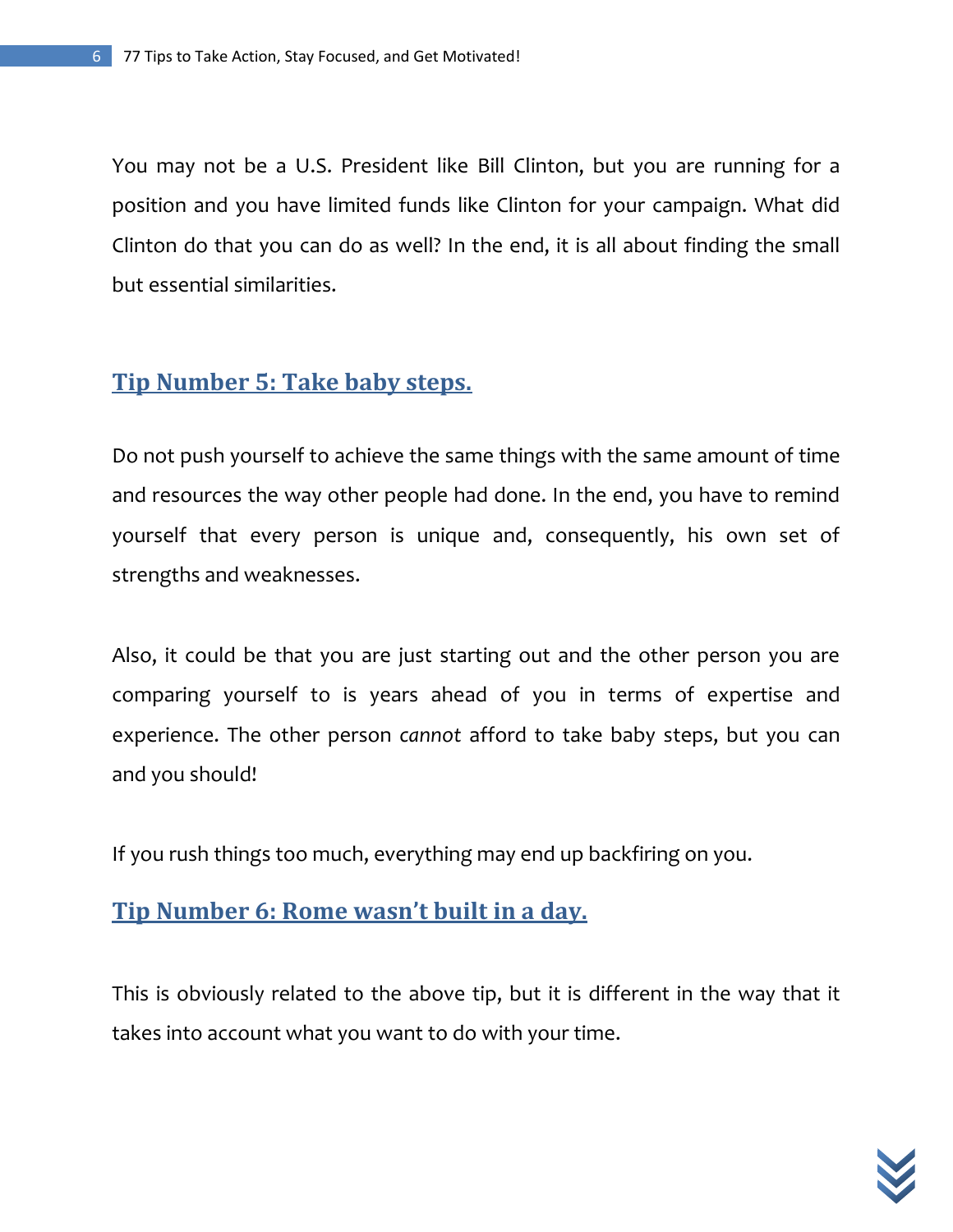You may not be a U.S. President like Bill Clinton, but you are running for a position and you have limited funds like Clinton for your campaign. What did Clinton do that you can do as well? In the end, it is all about finding the small but essential similarities.

## Tip Number 5: Take baby steps.

Do not push yourself to achieve the same things with the same amount of time and resources the way other people had done. In the end, you have to remind yourself that every person is unique and, consequently, his own set of strengths and weaknesses.

Also, it could be that you are just starting out and the other person you are comparing yourself to is years ahead of you in terms of expertise and experience. The other person *cannot* afford to take baby steps, but you can and you should!

If you rush things too much, everything may end up backfiring on you.

## Tip Number 6: Rome wasn't built in a day.

This is obviously related to the above tip, but it is different in the way that it takes into account what you want to do with your time.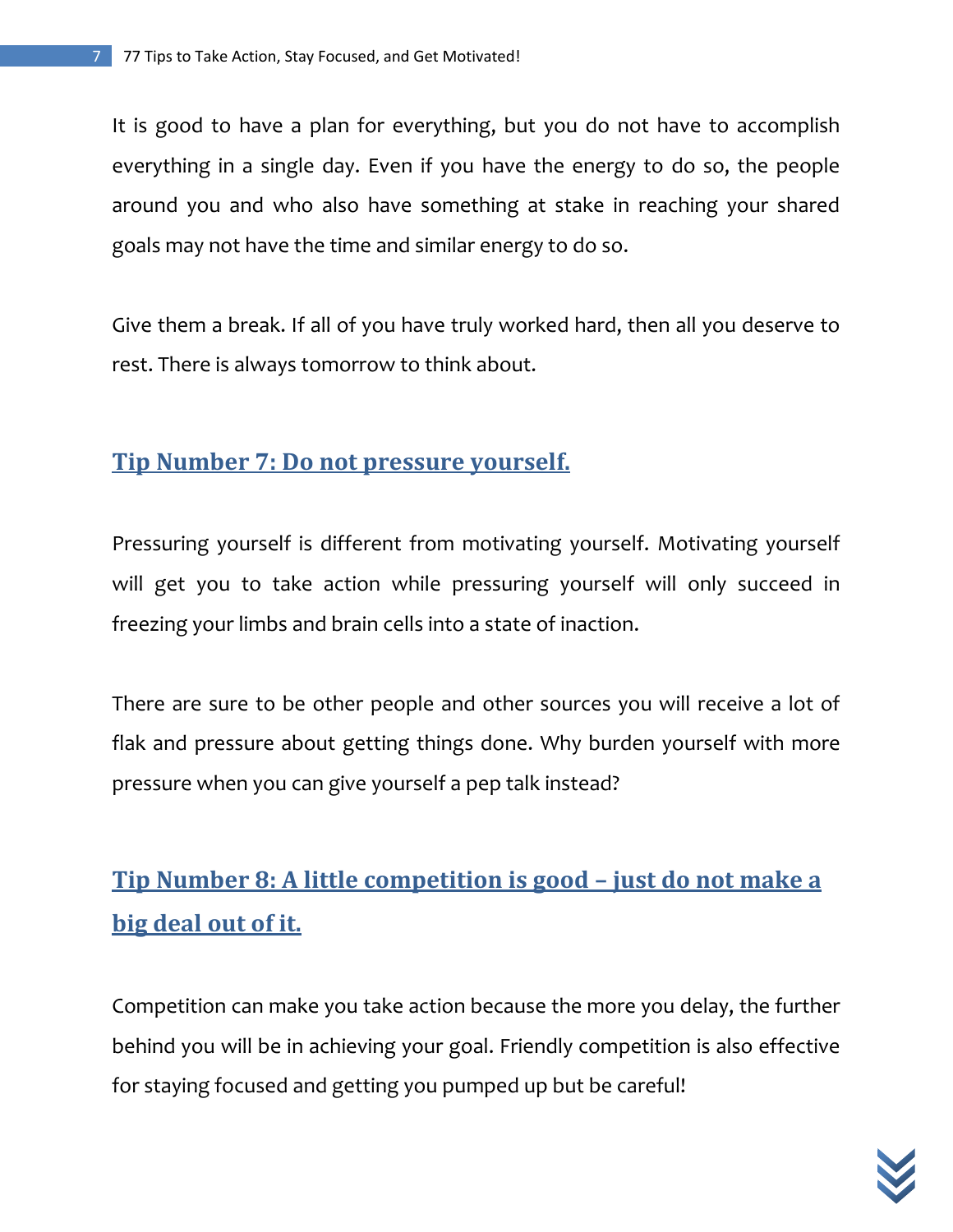It is good to have a plan for everything, but you do not have to accomplish everything in a single day. Even if you have the energy to do so, the people around you and who also have something at stake in reaching your shared goals may not have the time and similar energy to do so.

Give them a break. If all of you have truly worked hard, then all you deserve to rest. There is always tomorrow to think about.

## Tip Number 7: Do not pressure yourself.

Pressuring yourself is different from motivating yourself. Motivating yourself will get you to take action while pressuring yourself will only succeed in freezing your limbs and brain cells into a state of inaction.

There are sure to be other people and other sources you will receive a lot of flak and pressure about getting things done. Why burden yourself with more pressure when you can give yourself a pep talk instead?

## Tip Number 8: A little competition is good – just do not make a big deal out of it.

Competition can make you take action because the more you delay, the further behind you will be in achieving your goal. Friendly competition is also effective for staying focused and getting you pumped up but be careful!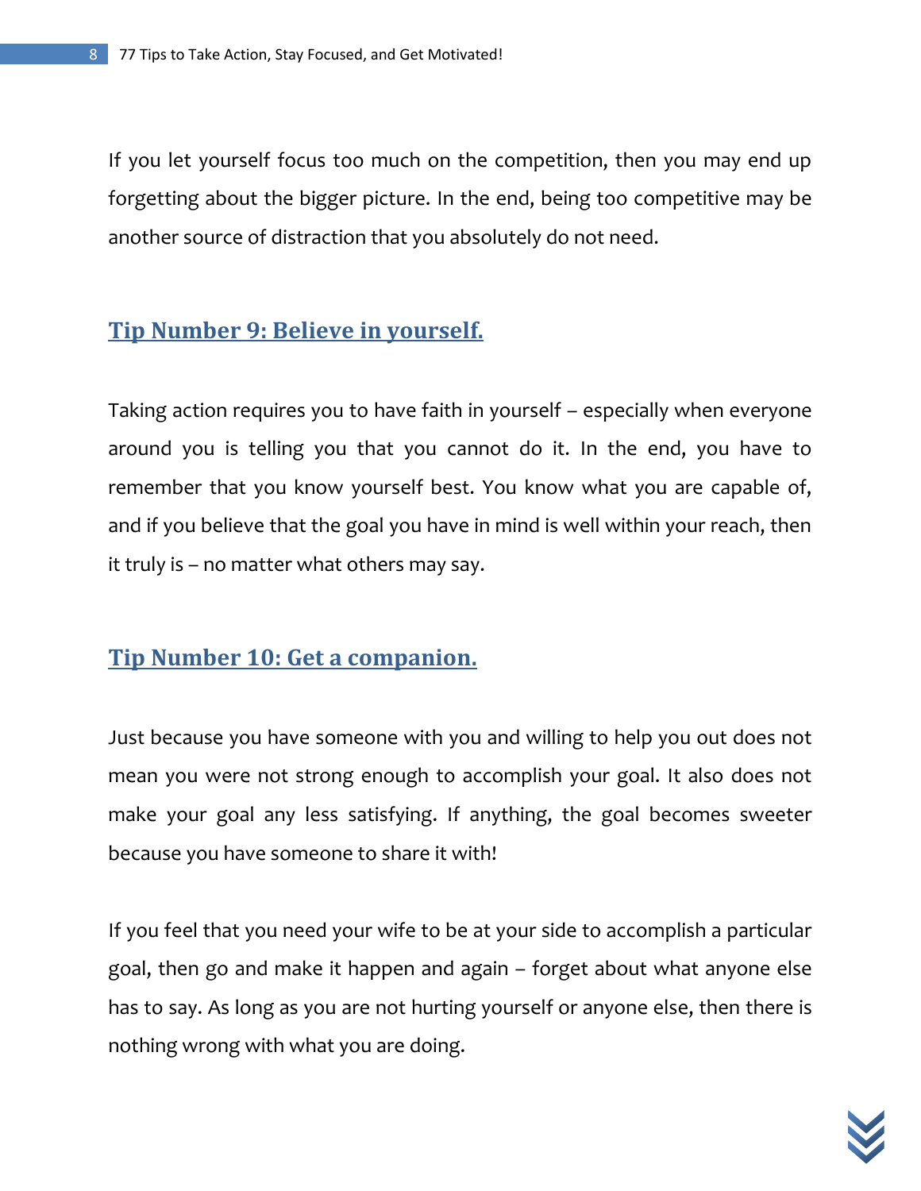If you let yourself focus too much on the competition, then you may end up forgetting about the bigger picture. In the end, being too competitive may be another source of distraction that you absolutely do not need.

## Tip Number 9: Believe in yourself.

Taking action requires you to have faith in yourself – especially when everyone around you is telling you that you cannot do it. In the end, you have to remember that you know yourself best. You know what you are capable of, and if you believe that the goal you have in mind is well within your reach, then it truly is – no matter what others may say.

## Tip Number 10: Get a companion.

Just because you have someone with you and willing to help you out does not mean you were not strong enough to accomplish your goal. It also does not make your goal any less satisfying. If anything, the goal becomes sweeter because you have someone to share it with!

If you feel that you need your wife to be at your side to accomplish a particular goal, then go and make it happen and again – forget about what anyone else has to say. As long as you are not hurting yourself or anyone else, then there is nothing wrong with what you are doing.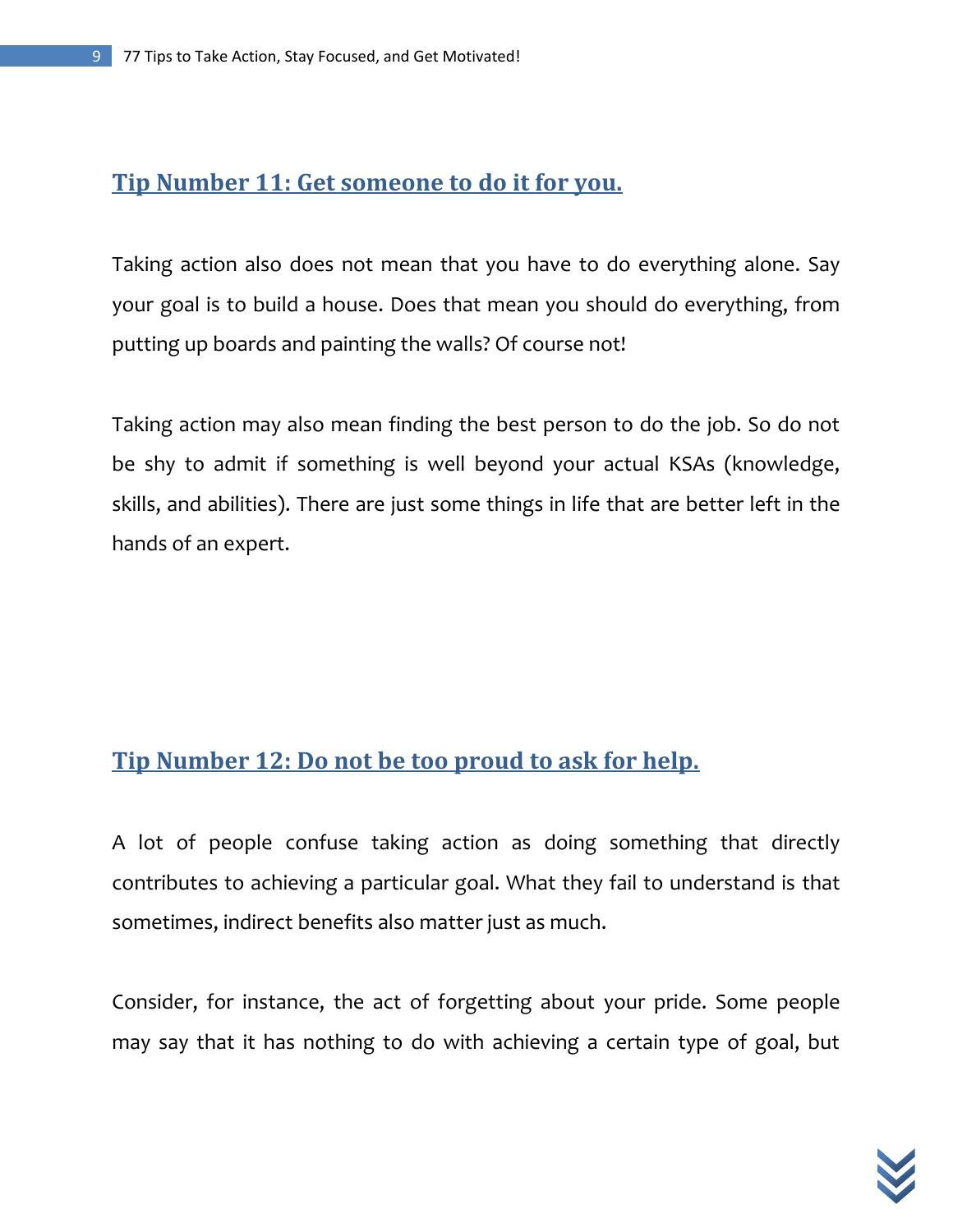## Tip Number 11: Get someone to do it for you.

Taking action also does not mean that you have to do everything alone. Say your goal is to build a house. Does that mean you should do everything, from putting up boards and painting the walls? Of course not!

Taking action may also mean finding the best person to do the job. So do not be shy to admit if something is well beyond your actual KSAs (knowledge, skills, and abilities). There are just some things in life that are better left in the hands of an expert.

## Tip Number 12: Do not be too proud to ask for help.

A lot of people confuse taking action as doing something that directly contributes to achieving a particular goal. What they fail to understand is that sometimes, indirect benefits also matter just as much.

Consider, for instance, the act of forgetting about your pride. Some people may say that it has nothing to do with achieving a certain type of goal, but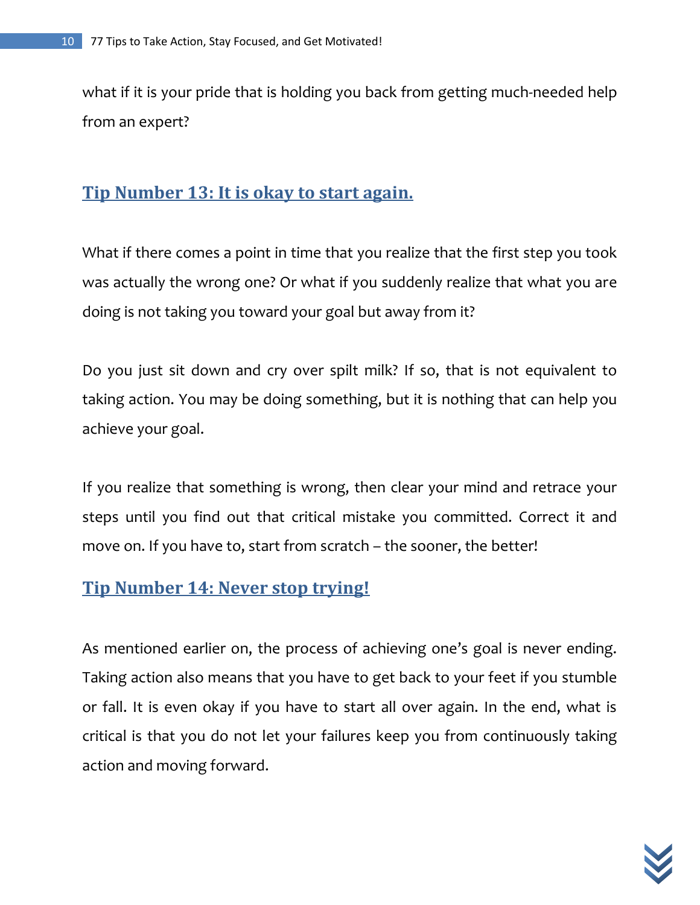what if it is your pride that is holding you back from getting much-needed help from an expert?

## Tip Number 13: It is okay to start again.

What if there comes a point in time that you realize that the first step you took was actually the wrong one? Or what if you suddenly realize that what you are doing is not taking you toward your goal but away from it?

Do you just sit down and cry over spilt milk? If so, that is not equivalent to taking action. You may be doing something, but it is nothing that can help you achieve your goal.

If you realize that something is wrong, then clear your mind and retrace your steps until you find out that critical mistake you committed. Correct it and move on. If you have to, start from scratch – the sooner, the better!

## Tip Number 14: Never stop trying!

As mentioned earlier on, the process of achieving one's goal is never ending. Taking action also means that you have to get back to your feet if you stumble or fall. It is even okay if you have to start all over again. In the end, what is critical is that you do not let your failures keep you from continuously taking action and moving forward.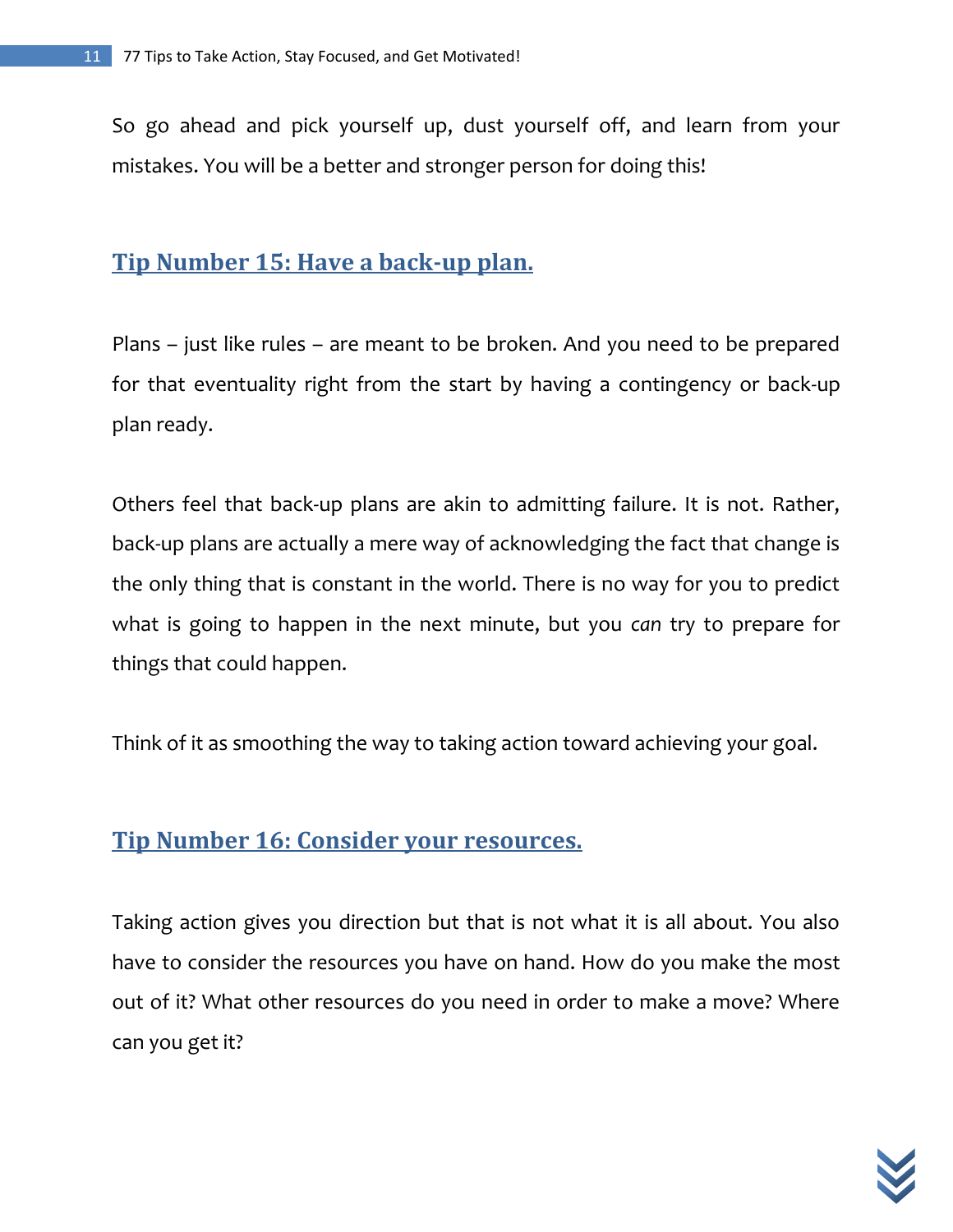So go ahead and pick yourself up, dust yourself off, and learn from your mistakes. You will be a better and stronger person for doing this!

## Tip Number 15: Have a back-up plan.

Plans – just like rules – are meant to be broken. And you need to be prepared for that eventuality right from the start by having a contingency or back-up plan ready.

Others feel that back-up plans are akin to admitting failure. It is not. Rather, back-up plans are actually a mere way of acknowledging the fact that change is the only thing that is constant in the world. There is no way for you to predict what is going to happen in the next minute, but you *can* try to prepare for things that could happen.

Think of it as smoothing the way to taking action toward achieving your goal.

## Tip Number 16: Consider your resources.

Taking action gives you direction but that is not what it is all about. You also have to consider the resources you have on hand. How do you make the most out of it? What other resources do you need in order to make a move? Where can you get it?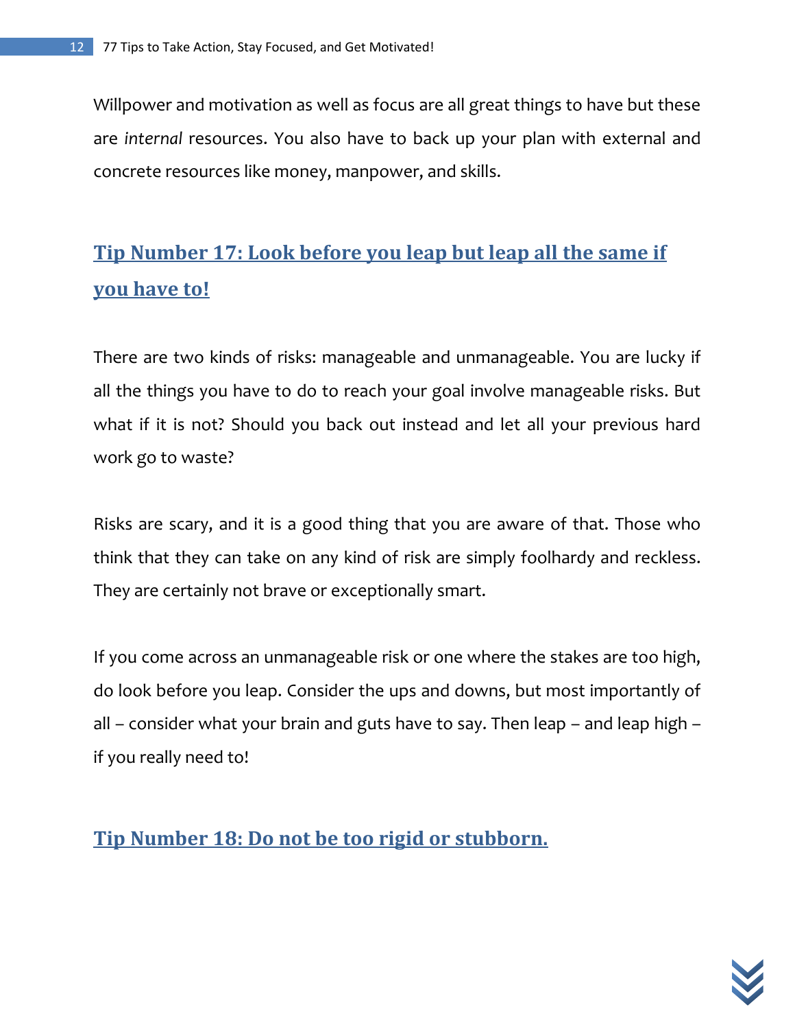Willpower and motivation as well as focus are all great things to have but these are *internal* resources. You also have to back up your plan with external and concrete resources like money, manpower, and skills.

## Tip Number 17: Look before you leap but leap all the same if you have to!

There are two kinds of risks: manageable and unmanageable. You are lucky if all the things you have to do to reach your goal involve manageable risks. But what if it is not? Should you back out instead and let all your previous hard work go to waste?

Risks are scary, and it is a good thing that you are aware of that. Those who think that they can take on any kind of risk are simply foolhardy and reckless. They are certainly not brave or exceptionally smart.

If you come across an unmanageable risk or one where the stakes are too high, do look before you leap. Consider the ups and downs, but most importantly of all – consider what your brain and guts have to say. Then leap – and leap high – if you really need to!

## Tip Number 18: Do not be too rigid or stubborn.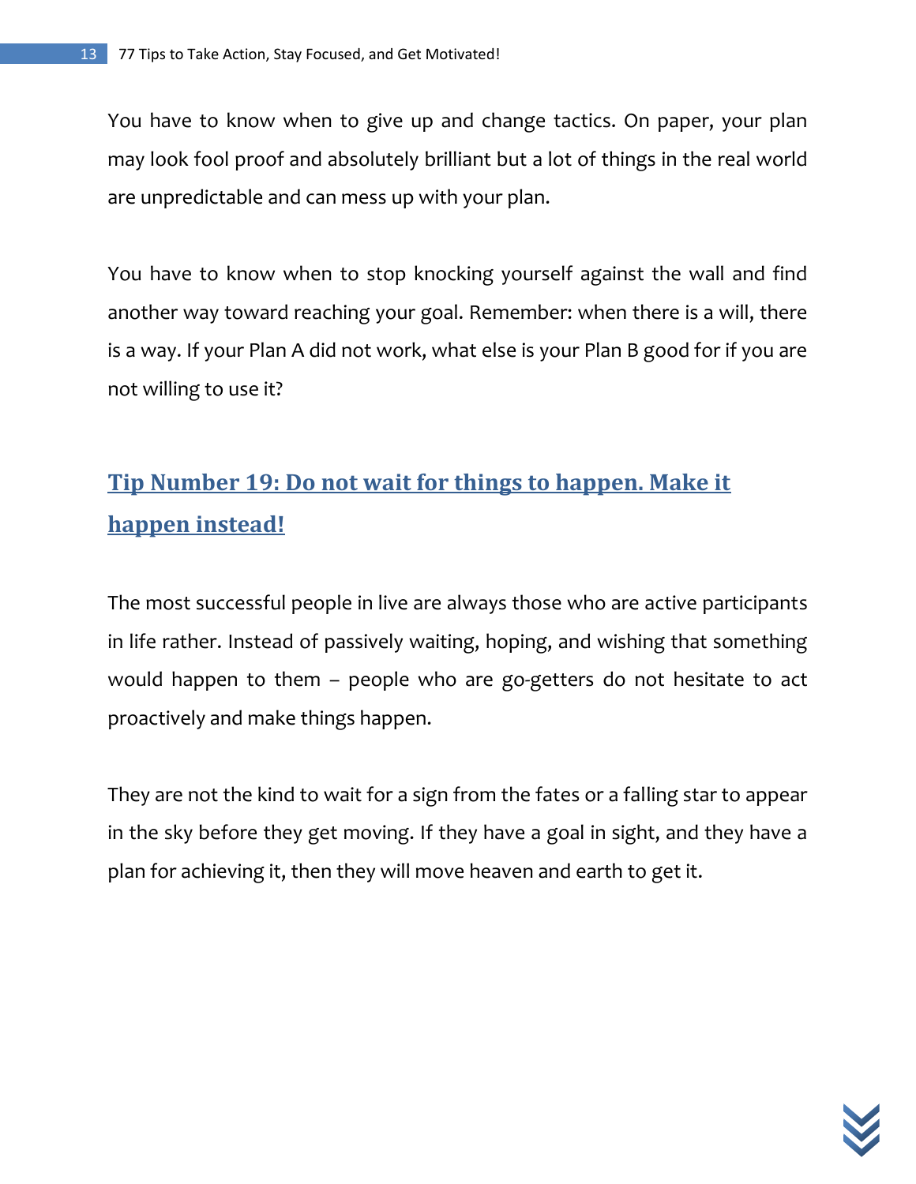You have to know when to give up and change tactics. On paper, your plan may look fool proof and absolutely brilliant but a lot of things in the real world are unpredictable and can mess up with your plan.

You have to know when to stop knocking yourself against the wall and find another way toward reaching your goal. Remember: when there is a will, there is a way. If your Plan A did not work, what else is your Plan B good for if you are not willing to use it?

## Tip Number 19: Do not wait for things to happen. Make it happen instead!

The most successful people in live are always those who are active participants in life rather. Instead of passively waiting, hoping, and wishing that something would happen to them – people who are go-getters do not hesitate to act proactively and make things happen.

They are not the kind to wait for a sign from the fates or a falling star to appear in the sky before they get moving. If they have a goal in sight, and they have a plan for achieving it, then they will move heaven and earth to get it.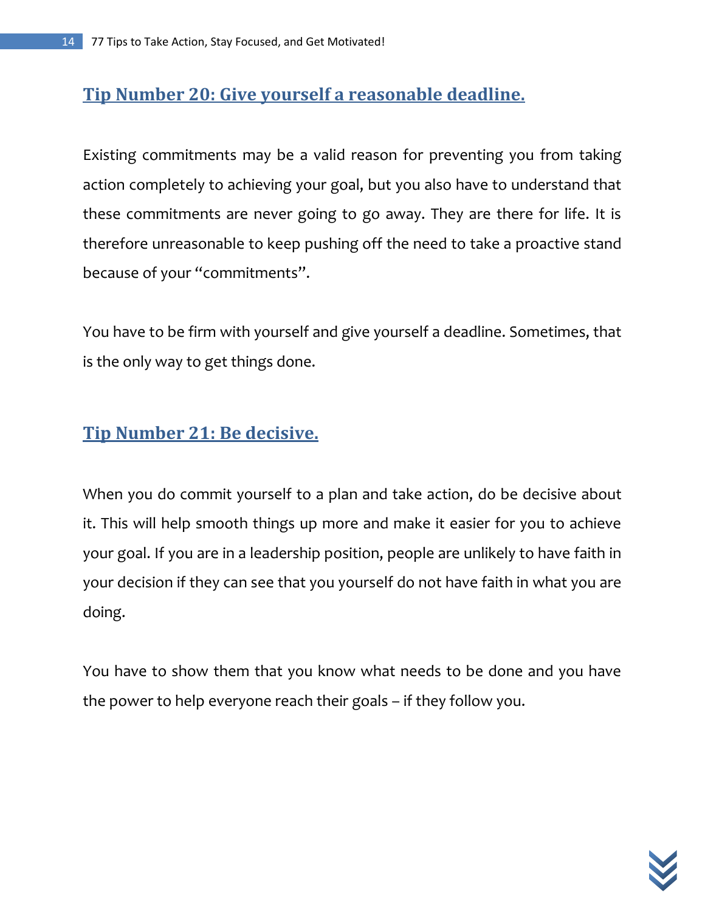## Tip Number 20: Give yourself a reasonable deadline.

Existing commitments may be a valid reason for preventing you from taking action completely to achieving your goal, but you also have to understand that these commitments are never going to go away. They are there for life. It is therefore unreasonable to keep pushing off the need to take a proactive stand because of your "commitments".

You have to be firm with yourself and give yourself a deadline. Sometimes, that is the only way to get things done.

## Tip Number 21: Be decisive.

When you do commit yourself to a plan and take action, do be decisive about it. This will help smooth things up more and make it easier for you to achieve your goal. If you are in a leadership position, people are unlikely to have faith in your decision if they can see that you yourself do not have faith in what you are doing.

You have to show them that you know what needs to be done and you have the power to help everyone reach their goals – if they follow you.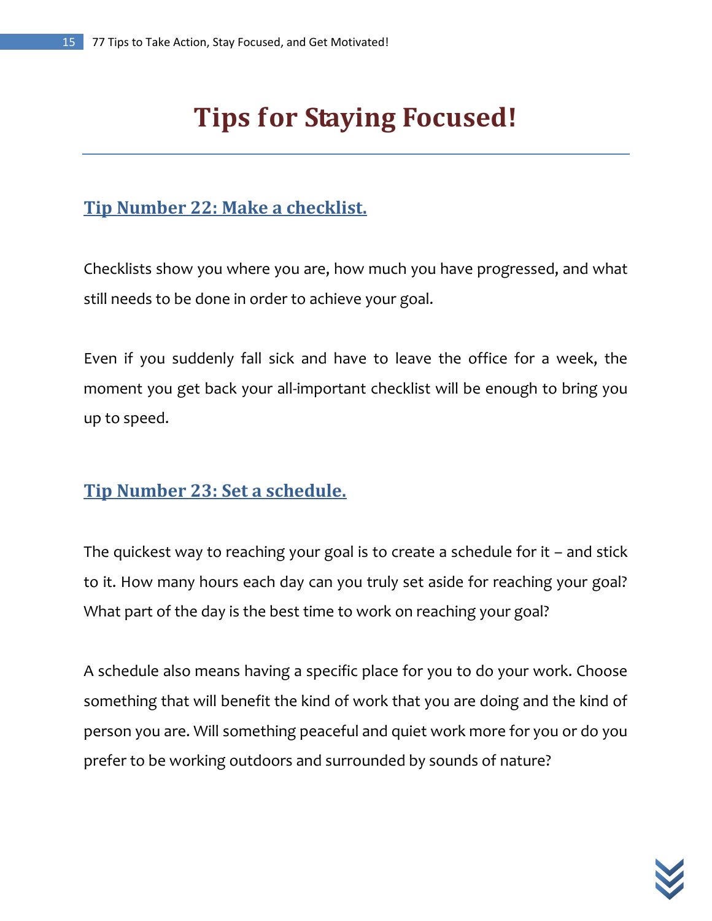# Tips for Staying Focused!

## Tip Number 22: Make a checklist.

Checklists show you where you are, how much you have progressed, and what still needs to be done in order to achieve your goal.

Even if you suddenly fall sick and have to leave the office for a week, the moment you get back your all-important checklist will be enough to bring you up to speed.

## Tip Number 23: Set a schedule.

The quickest way to reaching your goal is to create a schedule for it – and stick to it. How many hours each day can you truly set aside for reaching your goal? What part of the day is the best time to work on reaching your goal?

A schedule also means having a specific place for you to do your work. Choose something that will benefit the kind of work that you are doing and the kind of person you are. Will something peaceful and quiet work more for you or do you prefer to be working outdoors and surrounded by sounds of nature?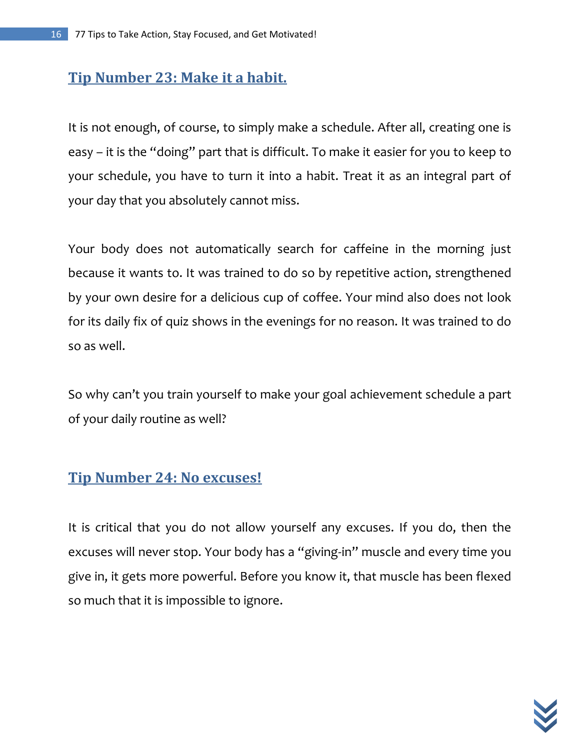## Tip Number 23: Make it a habit.

It is not enough, of course, to simply make a schedule. After all, creating one is easy – it is the "doing" part that is difficult. To make it easier for you to keep to your schedule, you have to turn it into a habit. Treat it as an integral part of your day that you absolutely cannot miss.

Your body does not automatically search for caffeine in the morning just because it wants to. It was trained to do so by repetitive action, strengthened by your own desire for a delicious cup of coffee. Your mind also does not look for its daily fix of quiz shows in the evenings for no reason. It was trained to do so as well.

So why can't you train yourself to make your goal achievement schedule a part of your daily routine as well?

## Tip Number 24: No excuses!

It is critical that you do not allow yourself any excuses. If you do, then the excuses will never stop. Your body has a "giving-in" muscle and every time you give in, it gets more powerful. Before you know it, that muscle has been flexed so much that it is impossible to ignore.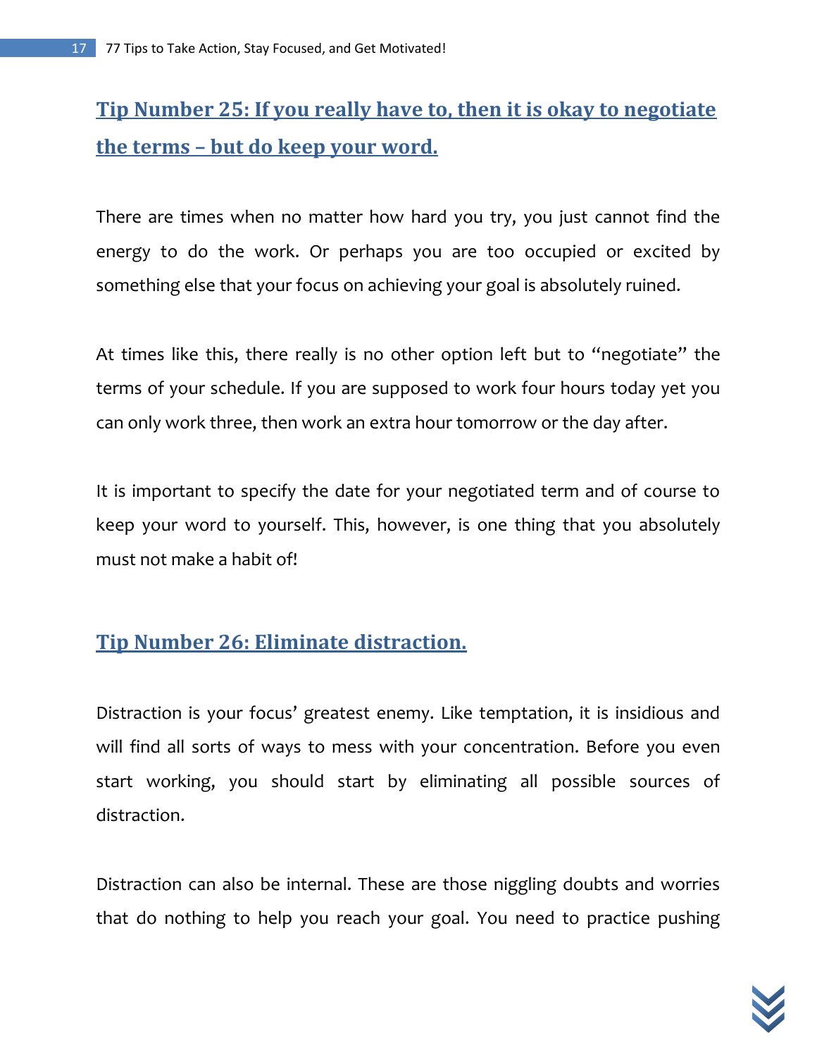## Tip Number 25: If you really have to, then it is okay to negotiate the terms – but do keep your word.

There are times when no matter how hard you try, you just cannot find the energy to do the work. Or perhaps you are too occupied or excited by something else that your focus on achieving your goal is absolutely ruined.

At times like this, there really is no other option left but to "negotiate" the terms of your schedule. If you are supposed to work four hours today yet you can only work three, then work an extra hour tomorrow or the day after.

It is important to specify the date for your negotiated term and of course to keep your word to yourself. This, however, is one thing that you absolutely must not make a habit of!

## Tip Number 26: Eliminate distraction.

Distraction is your focus' greatest enemy. Like temptation, it is insidious and will find all sorts of ways to mess with your concentration. Before you even start working, you should start by eliminating all possible sources of distraction.

Distraction can also be internal. These are those niggling doubts and worries that do nothing to help you reach your goal. You need to practice pushing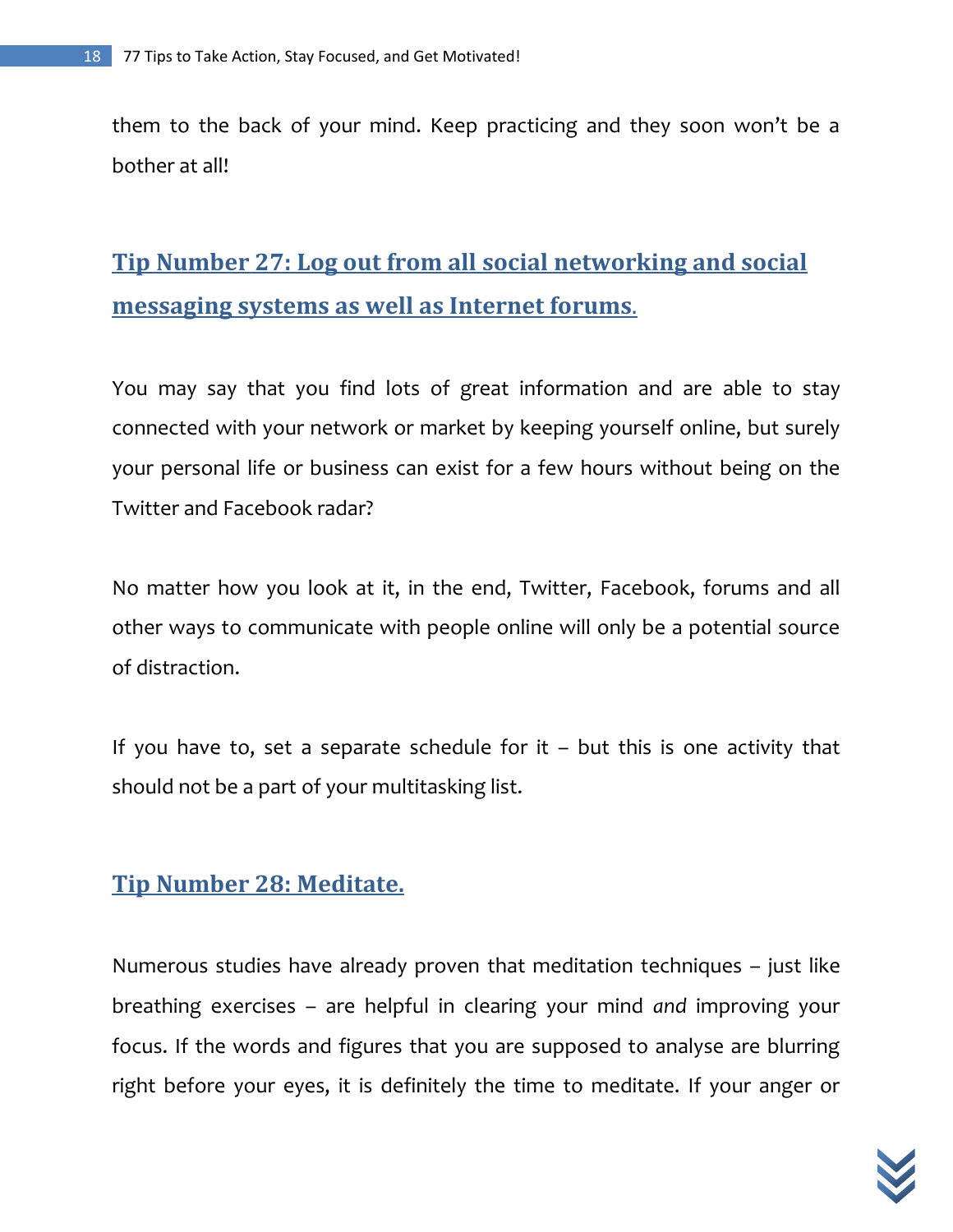them to the back of your mind. Keep practicing and they soon won't be a bother at all!

## Tip Number 27: Log out from all social networking and social messaging systems as well as Internet forums.

You may say that you find lots of great information and are able to stay connected with your network or market by keeping yourself online, but surely your personal life or business can exist for a few hours without being on the Twitter and Facebook radar?

No matter how you look at it, in the end, Twitter, Facebook, forums and all other ways to communicate with people online will only be a potential source of distraction.

If you have to, set a separate schedule for it – but this is one activity that should not be a part of your multitasking list.

## Tip Number 28: Meditate.

Numerous studies have already proven that meditation techniques – just like breathing exercises – are helpful in clearing your mind *and* improving your focus. If the words and figures that you are supposed to analyse are blurring right before your eyes, it is definitely the time to meditate. If your anger or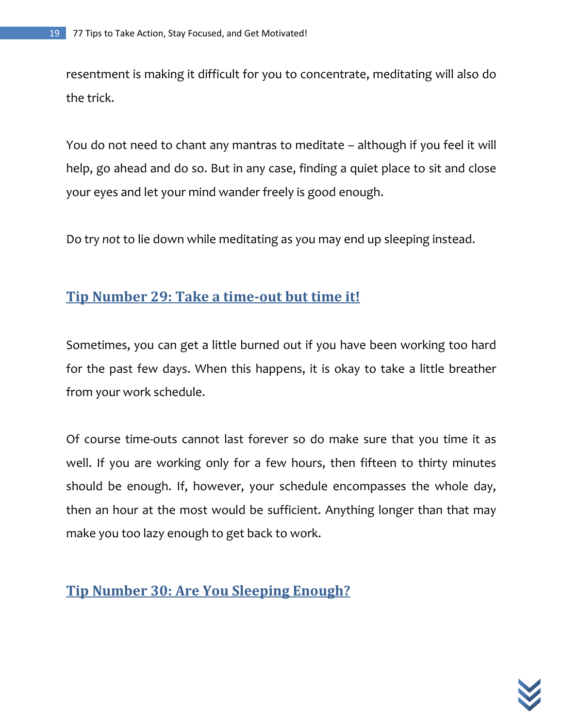resentment is making it difficult for you to concentrate, meditating will also do the trick.

You do not need to chant any mantras to meditate – although if you feel it will help, go ahead and do so. But in any case, finding a quiet place to sit and close your eyes and let your mind wander freely is good enough.

Do try *not* to lie down while meditating as you may end up sleeping instead.

## Tip Number 29: Take a time-out but time it!

Sometimes, you can get a little burned out if you have been working too hard for the past few days. When this happens, it is okay to take a little breather from your work schedule.

Of course time-outs cannot last forever so do make sure that you time it as well. If you are working only for a few hours, then fifteen to thirty minutes should be enough. If, however, your schedule encompasses the whole day, then an hour at the most would be sufficient. Anything longer than that may make you too lazy enough to get back to work.

## Tip Number 30: Are You Sleeping Enough?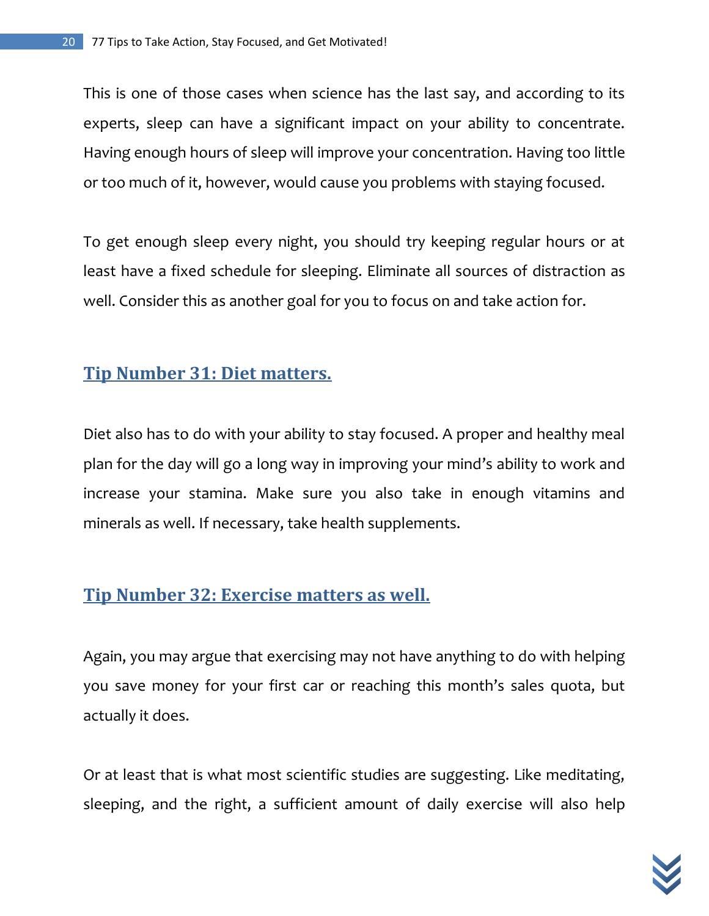This is one of those cases when science has the last say, and according to its experts, sleep can have a significant impact on your ability to concentrate. Having enough hours of sleep will improve your concentration. Having too little or too much of it, however, would cause you problems with staying focused.

To get enough sleep every night, you should try keeping regular hours or at least have a fixed schedule for sleeping. Eliminate all sources of distraction as well. Consider this as another goal for you to focus on and take action for.

## Tip Number 31: Diet matters.

Diet also has to do with your ability to stay focused. A proper and healthy meal plan for the day will go a long way in improving your mind's ability to work and increase your stamina. Make sure you also take in enough vitamins and minerals as well. If necessary, take health supplements.

## Tip Number 32: Exercise matters as well.

Again, you may argue that exercising may not have anything to do with helping you save money for your first car or reaching this month's sales quota, but actually it does.

Or at least that is what most scientific studies are suggesting. Like meditating, sleeping, and the right, a sufficient amount of daily exercise will also help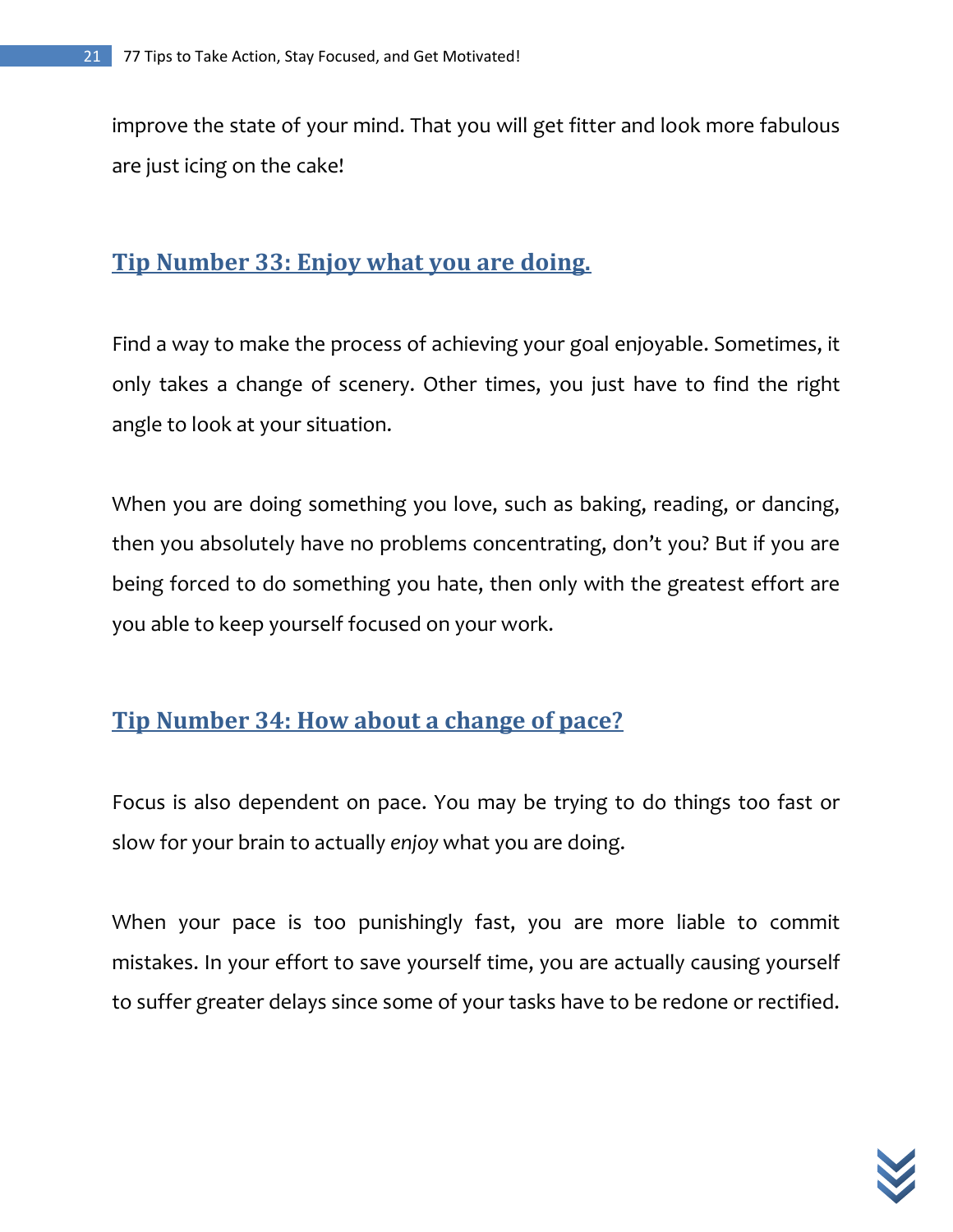improve the state of your mind. That you will get fitter and look more fabulous are just icing on the cake!

## Tip Number 33: Enjoy what you are doing.

Find a way to make the process of achieving your goal enjoyable. Sometimes, it only takes a change of scenery. Other times, you just have to find the right angle to look at your situation.

When you are doing something you love, such as baking, reading, or dancing, then you absolutely have no problems concentrating, don't you? But if you are being forced to do something you hate, then only with the greatest effort are you able to keep yourself focused on your work.

## Tip Number 34: How about a change of pace?

Focus is also dependent on pace. You may be trying to do things too fast or slow for your brain to actually *enjoy* what you are doing.

When your pace is too punishingly fast, you are more liable to commit mistakes. In your effort to save yourself time, you are actually causing yourself to suffer greater delays since some of your tasks have to be redone or rectified.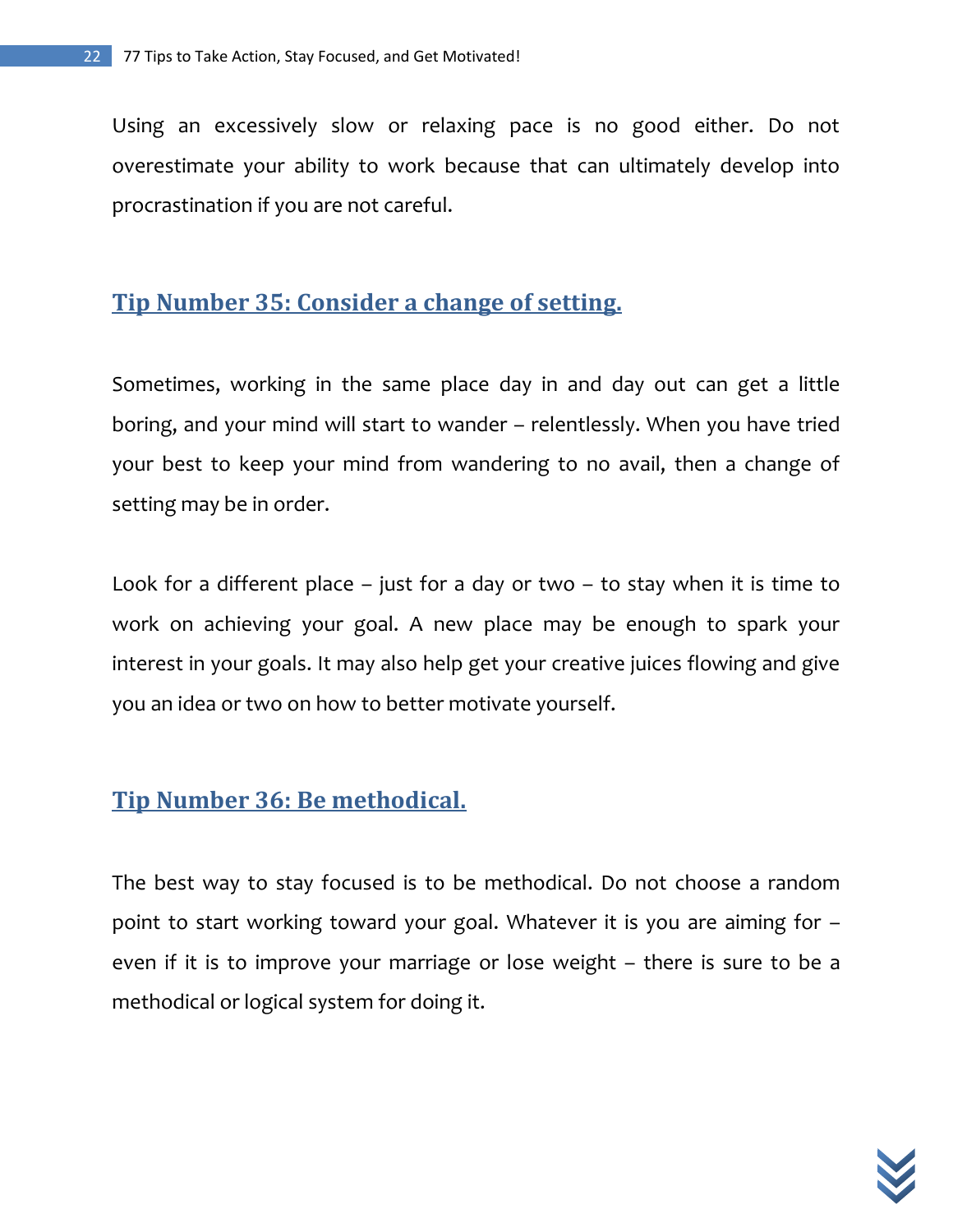Using an excessively slow or relaxing pace is no good either. Do not overestimate your ability to work because that can ultimately develop into procrastination if you are not careful.

## Tip Number 35: Consider a change of setting.

Sometimes, working in the same place day in and day out can get a little boring, and your mind will start to wander – relentlessly. When you have tried your best to keep your mind from wandering to no avail, then a change of setting may be in order.

Look for a different place – just for a day or two – to stay when it is time to work on achieving your goal. A new place may be enough to spark your interest in your goals. It may also help get your creative juices flowing and give you an idea or two on how to better motivate yourself.

## Tip Number 36: Be methodical.

The best way to stay focused is to be methodical. Do not choose a random point to start working toward your goal. Whatever it is you are aiming for – even if it is to improve your marriage or lose weight – there is sure to be a methodical or logical system for doing it.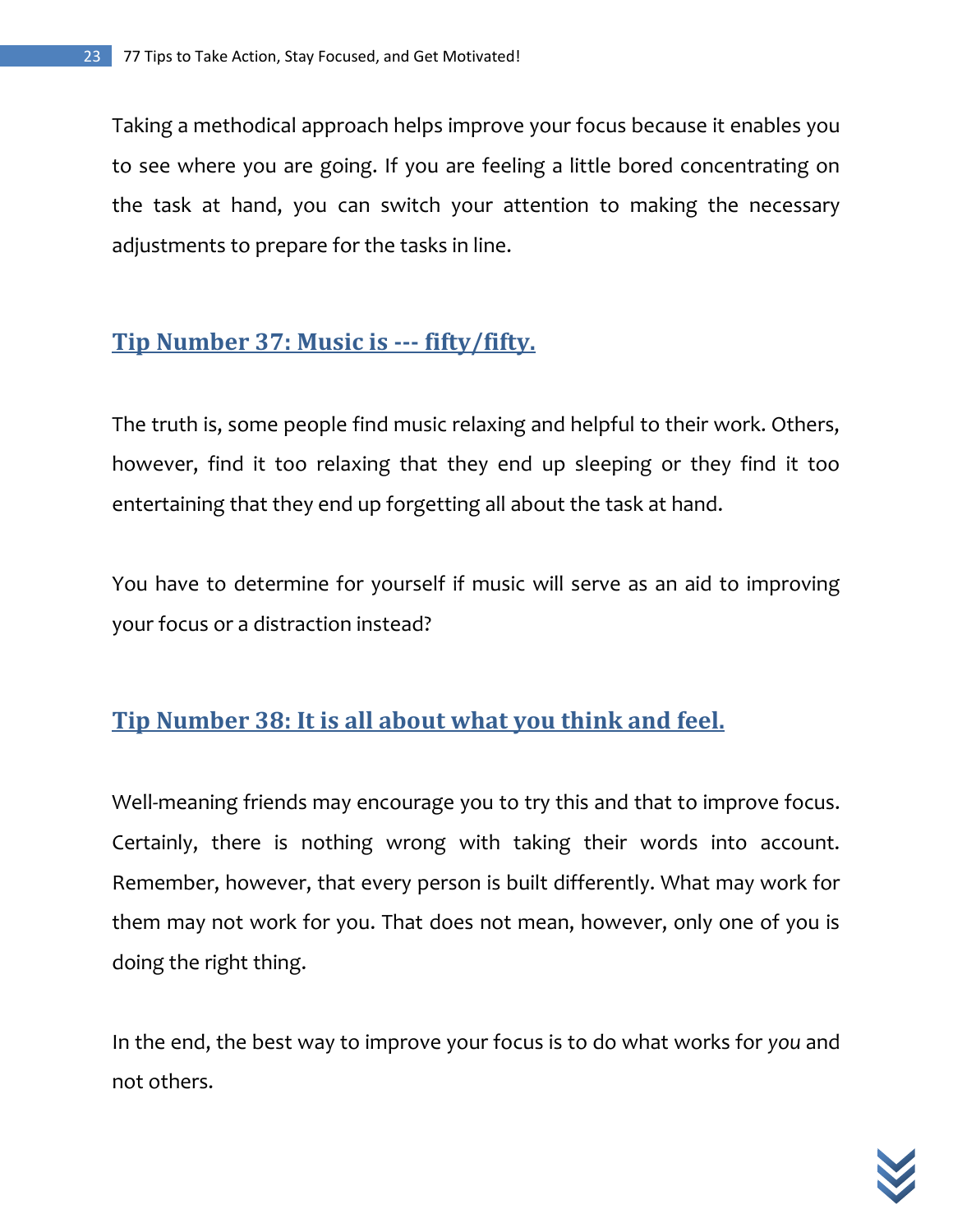Taking a methodical approach helps improve your focus because it enables you to see where you are going. If you are feeling a little bored concentrating on the task at hand, you can switch your attention to making the necessary adjustments to prepare for the tasks in line.

## Tip Number 37: Music is --- fifty/fifty.

The truth is, some people find music relaxing and helpful to their work. Others, however, find it too relaxing that they end up sleeping or they find it too entertaining that they end up forgetting all about the task at hand.

You have to determine for yourself if music will serve as an aid to improving your focus or a distraction instead?

## Tip Number 38: It is all about what you think and feel.

Well-meaning friends may encourage you to try this and that to improve focus. Certainly, there is nothing wrong with taking their words into account. Remember, however, that every person is built differently. What may work for them may not work for you. That does not mean, however, only one of you is doing the right thing.

In the end, the best way to improve your focus is to do what works for *you* and not others.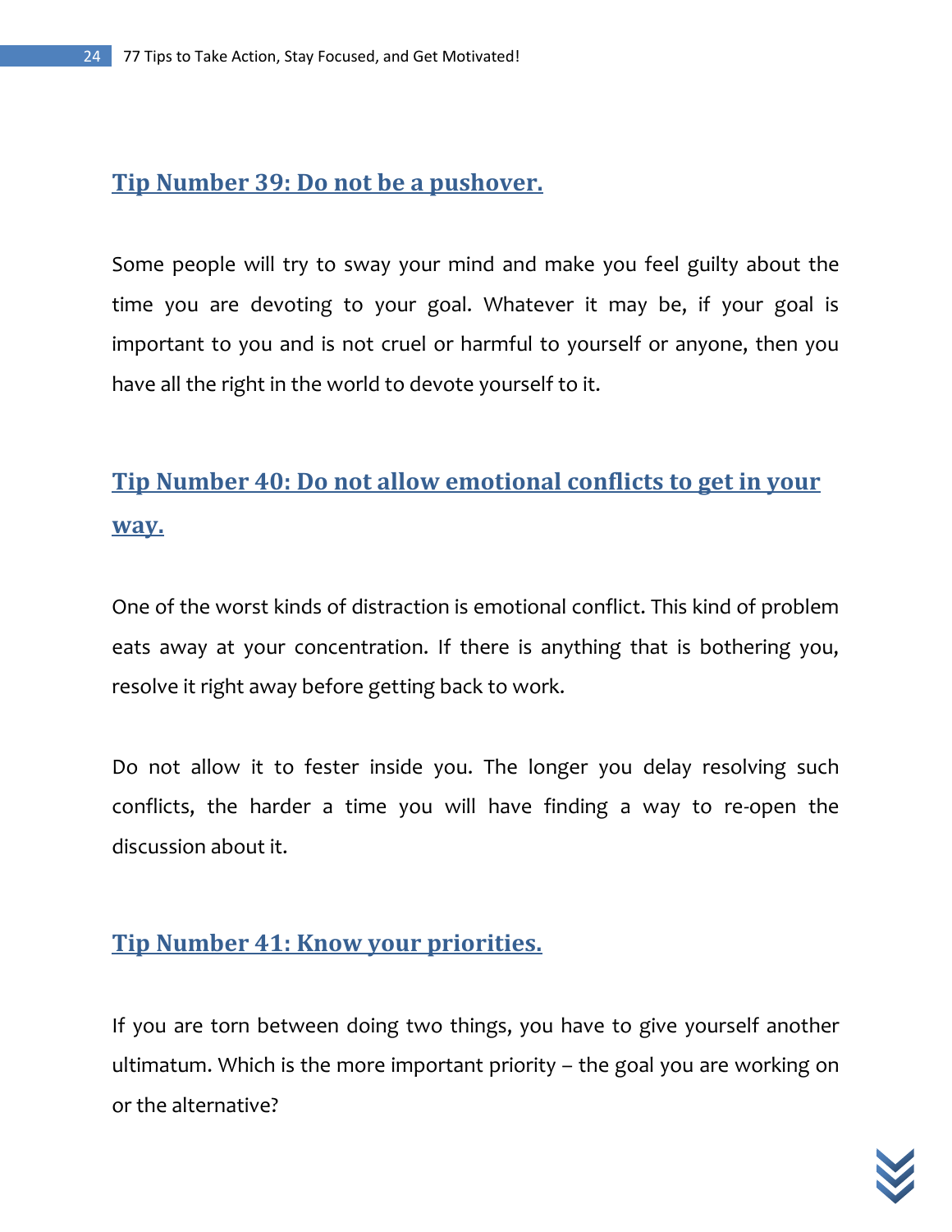## Tip Number 39: Do not be a pushover.

Some people will try to sway your mind and make you feel guilty about the time you are devoting to your goal. Whatever it may be, if your goal is important to you and is not cruel or harmful to yourself or anyone, then you have all the right in the world to devote yourself to it.

## Tip Number 40: Do not allow emotional conflicts to get in your way.

One of the worst kinds of distraction is emotional conflict. This kind of problem eats away at your concentration. If there is anything that is bothering you, resolve it right away before getting back to work.

Do not allow it to fester inside you. The longer you delay resolving such conflicts, the harder a time you will have finding a way to re-open the discussion about it.

## Tip Number 41: Know your priorities.

If you are torn between doing two things, you have to give yourself another ultimatum. Which is the more important priority – the goal you are working on or the alternative?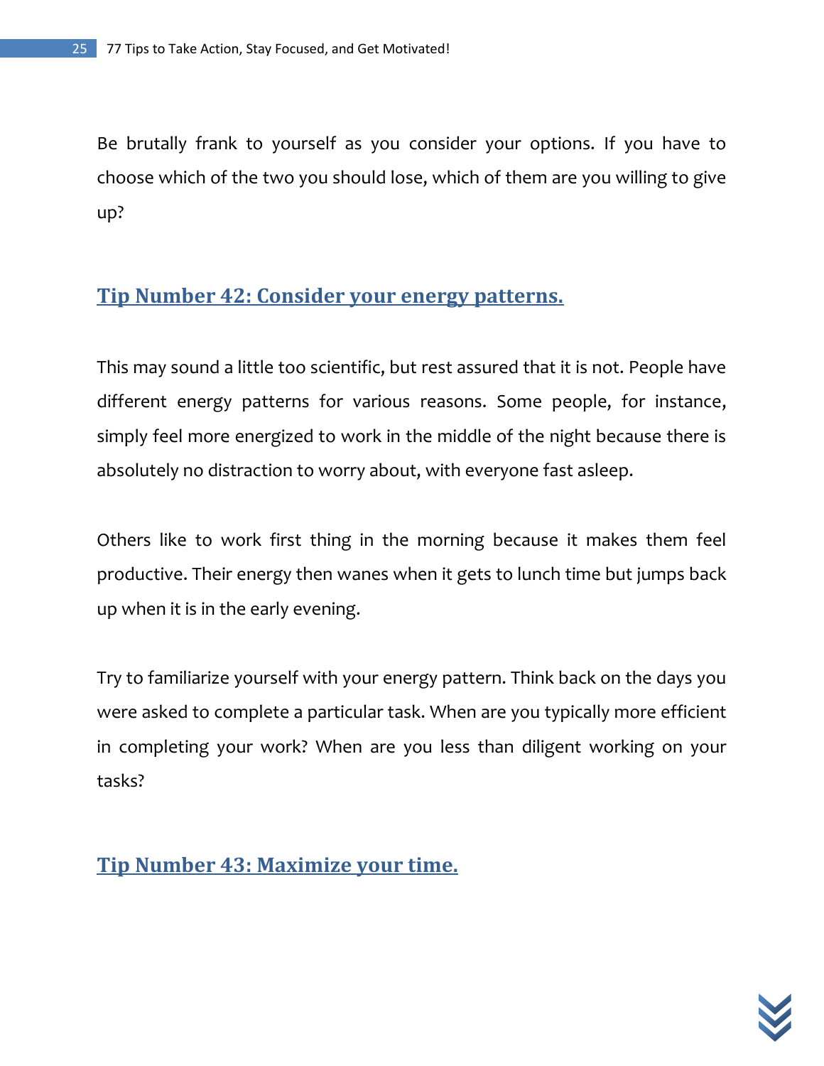Be brutally frank to yourself as you consider your options. If you have to choose which of the two you should lose, which of them are you willing to give up?

## Tip Number 42: Consider your energy patterns.

This may sound a little too scientific, but rest assured that it is not. People have different energy patterns for various reasons. Some people, for instance, simply feel more energized to work in the middle of the night because there is absolutely no distraction to worry about, with everyone fast asleep.

Others like to work first thing in the morning because it makes them feel productive. Their energy then wanes when it gets to lunch time but jumps back up when it is in the early evening.

Try to familiarize yourself with your energy pattern. Think back on the days you were asked to complete a particular task. When are you typically more efficient in completing your work? When are you less than diligent working on your tasks?

## Tip Number 43: Maximize your time.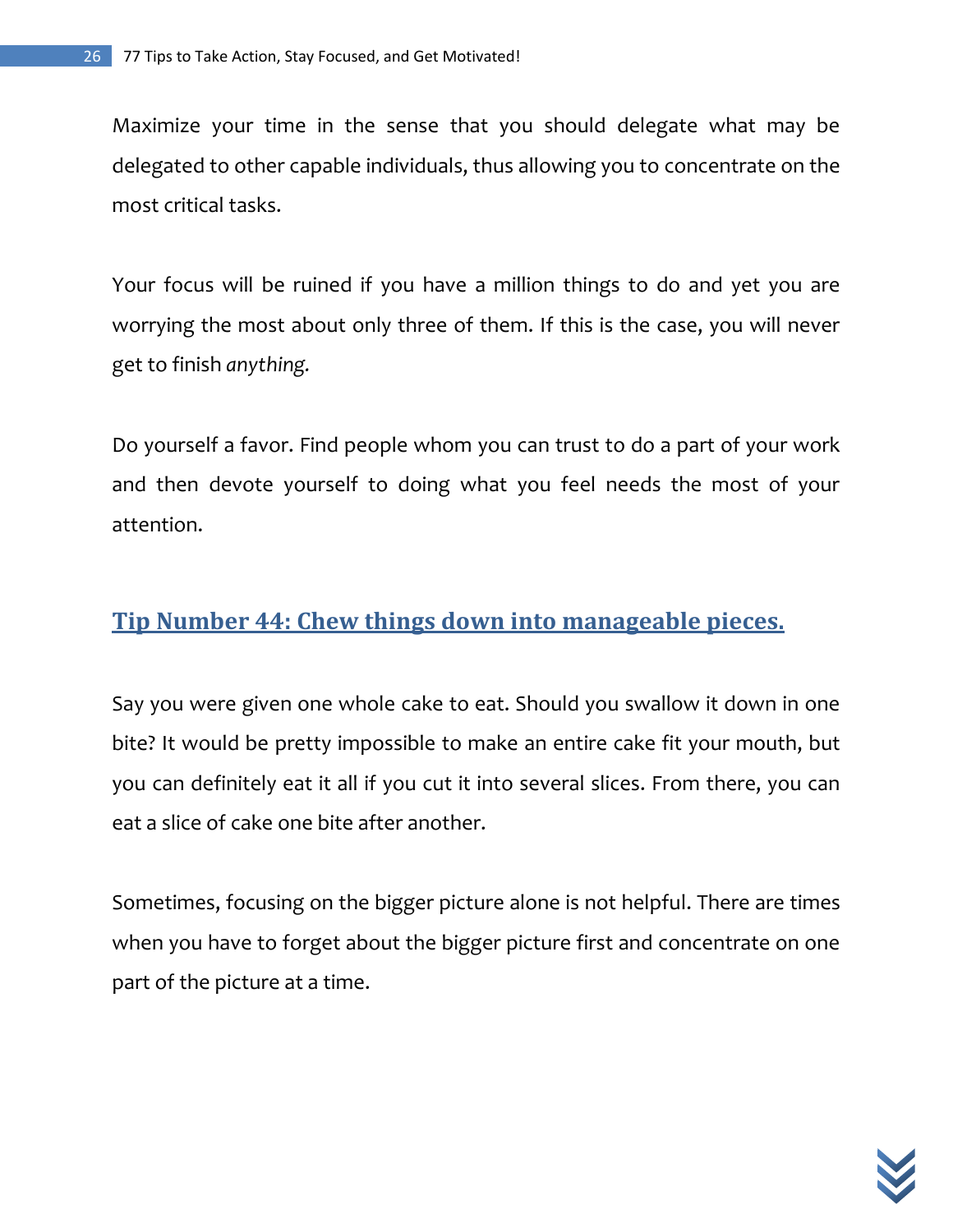Maximize your time in the sense that you should delegate what may be delegated to other capable individuals, thus allowing you to concentrate on the most critical tasks.

Your focus will be ruined if you have a million things to do and yet you are worrying the most about only three of them. If this is the case, you will never get to finish *anything.*

Do yourself a favor. Find people whom you can trust to do a part of your work and then devote yourself to doing what you feel needs the most of your attention.

## Tip Number 44: Chew things down into manageable pieces.

Say you were given one whole cake to eat. Should you swallow it down in one bite? It would be pretty impossible to make an entire cake fit your mouth, but you can definitely eat it all if you cut it into several slices. From there, you can eat a slice of cake one bite after another.

Sometimes, focusing on the bigger picture alone is not helpful. There are times when you have to forget about the bigger picture first and concentrate on one part of the picture at a time.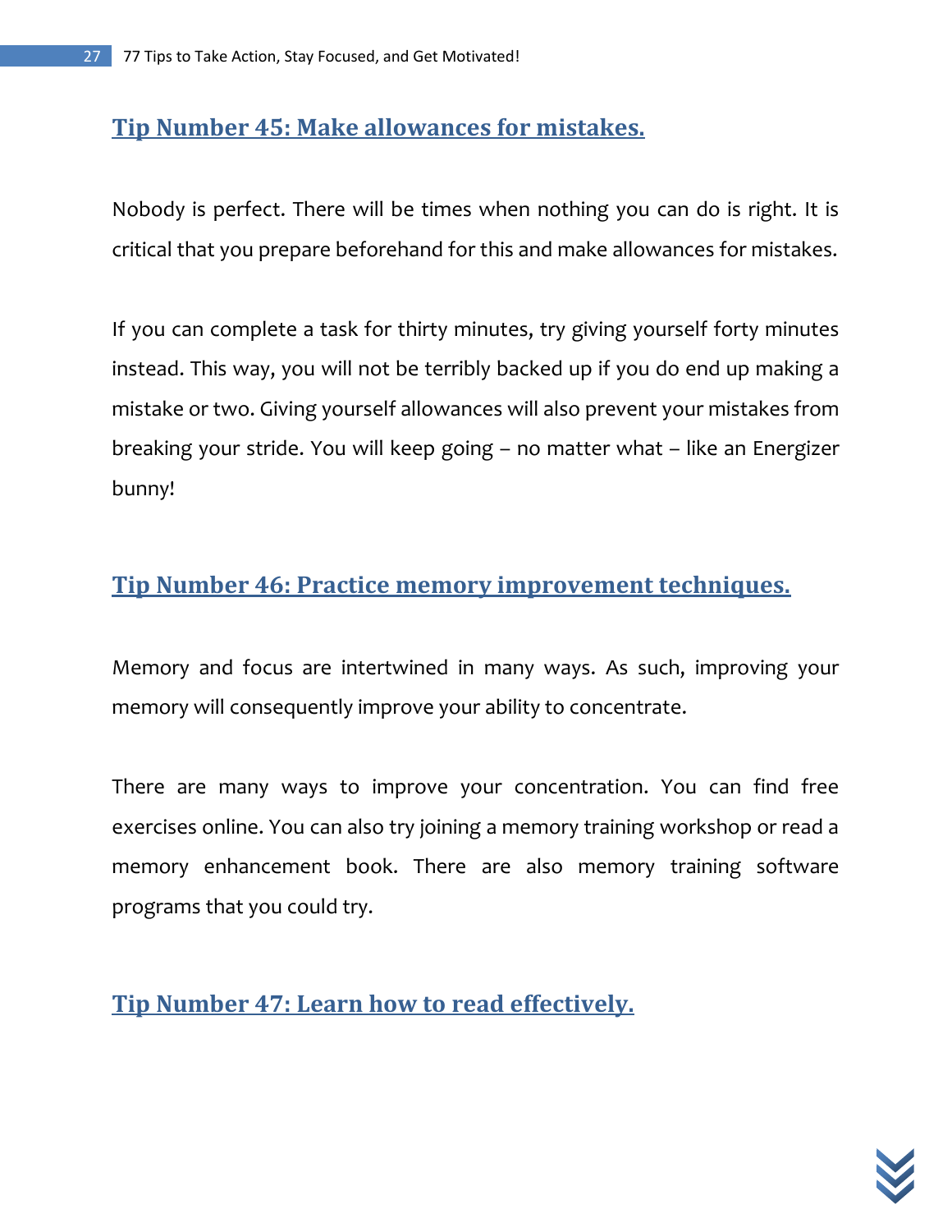## Tip Number 45: Make allowances for mistakes.

Nobody is perfect. There will be times when nothing you can do is right. It is critical that you prepare beforehand for this and make allowances for mistakes.

If you can complete a task for thirty minutes, try giving yourself forty minutes instead. This way, you will not be terribly backed up if you do end up making a mistake or two. Giving yourself allowances will also prevent your mistakes from breaking your stride. You will keep going – no matter what – like an Energizer bunny!

## Tip Number 46: Practice memory improvement techniques.

Memory and focus are intertwined in many ways. As such, improving your memory will consequently improve your ability to concentrate.

There are many ways to improve your concentration. You can find free exercises online. You can also try joining a memory training workshop or read a memory enhancement book. There are also memory training software programs that you could try.

## Tip Number 47: Learn how to read effectively.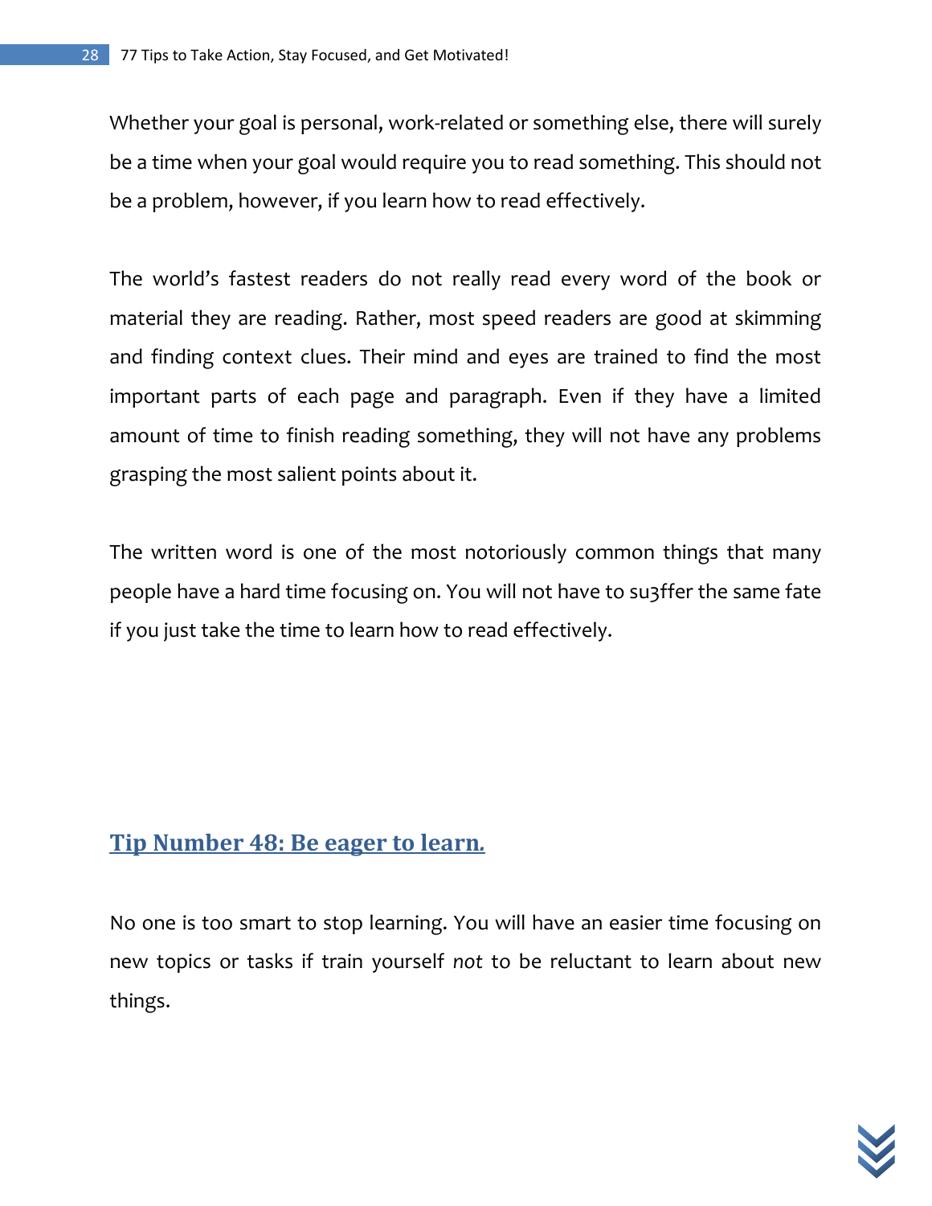Whether your goal is personal, work-related or something else, there will surely be a time when your goal would require you to read something. This should not be a problem, however, if you learn how to read effectively.

The world's fastest readers do not really read every word of the book or material they are reading. Rather, most speed readers are good at skimming and finding context clues. Their mind and eyes are trained to find the most important parts of each page and paragraph. Even if they have a limited amount of time to finish reading something, they will not have any problems grasping the most salient points about it.

The written word is one of the most notoriously common things that many people have a hard time focusing on. You will not have to su3ffer the same fate if you just take the time to learn how to read effectively.

## Tip Number 48: Be eager to learn.

No one is too smart to stop learning. You will have an easier time focusing on new topics or tasks if train yourself *not* to be reluctant to learn about new things.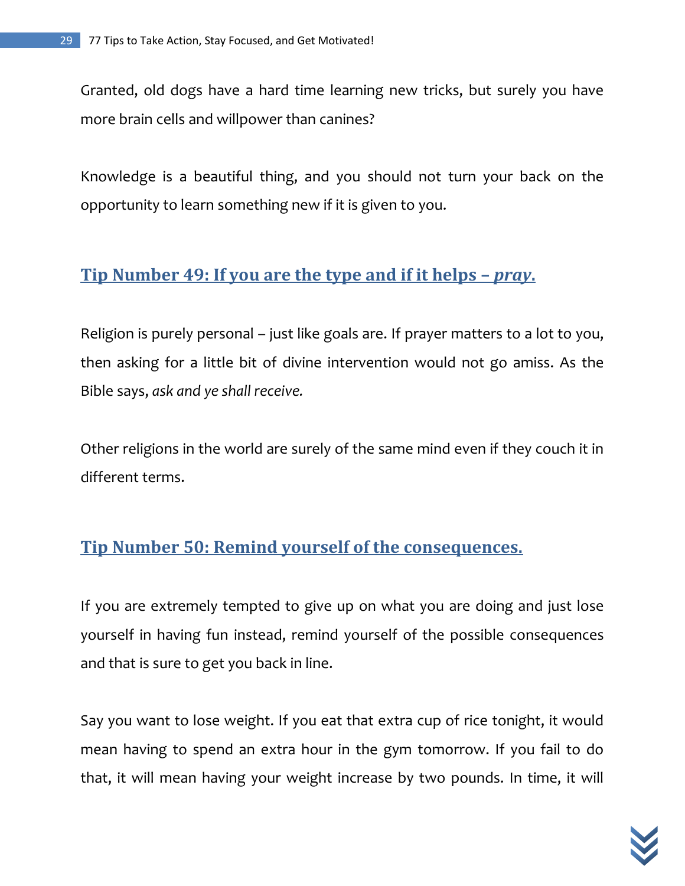Granted, old dogs have a hard time learning new tricks, but surely you have more brain cells and willpower than canines?

Knowledge is a beautiful thing, and you should not turn your back on the opportunity to learn something new if it is given to you.

## Tip Number 49: If you are the type and if it helps – *pray*.

Religion is purely personal – just like goals are. If prayer matters to a lot to you, then asking for a little bit of divine intervention would not go amiss. As the Bible says, *ask and ye shall receive.*

Other religions in the world are surely of the same mind even if they couch it in different terms.

## Tip Number 50: Remind yourself of the consequences.

If you are extremely tempted to give up on what you are doing and just lose yourself in having fun instead, remind yourself of the possible consequences and that is sure to get you back in line.

Say you want to lose weight. If you eat that extra cup of rice tonight, it would mean having to spend an extra hour in the gym tomorrow. If you fail to do that, it will mean having your weight increase by two pounds. In time, it will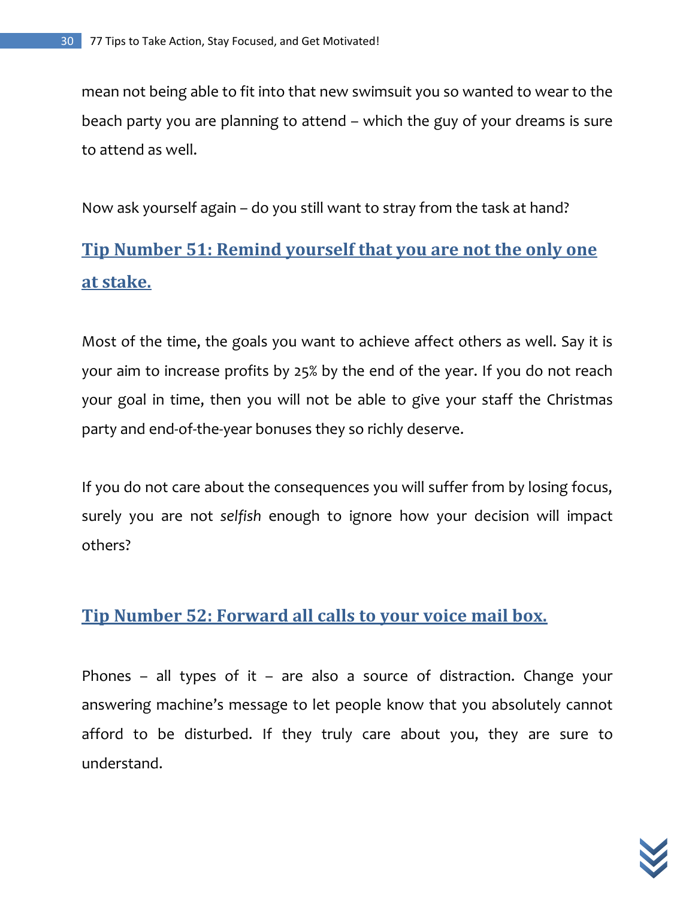mean not being able to fit into that new swimsuit you so wanted to wear to the beach party you are planning to attend – which the guy of your dreams is sure to attend as well.

Now ask yourself again – do you still want to stray from the task at hand?

## Tip Number 51: Remind yourself that you are not the only one at stake.

Most of the time, the goals you want to achieve affect others as well. Say it is your aim to increase profits by 25% by the end of the year. If you do not reach your goal in time, then you will not be able to give your staff the Christmas party and end-of-the-year bonuses they so richly deserve.

If you do not care about the consequences you will suffer from by losing focus, surely you are not *selfish* enough to ignore how your decision will impact others?

## Tip Number 52: Forward all calls to your voice mail box.

Phones – all types of it – are also a source of distraction. Change your answering machine's message to let people know that you absolutely cannot afford to be disturbed. If they truly care about you, they are sure to understand.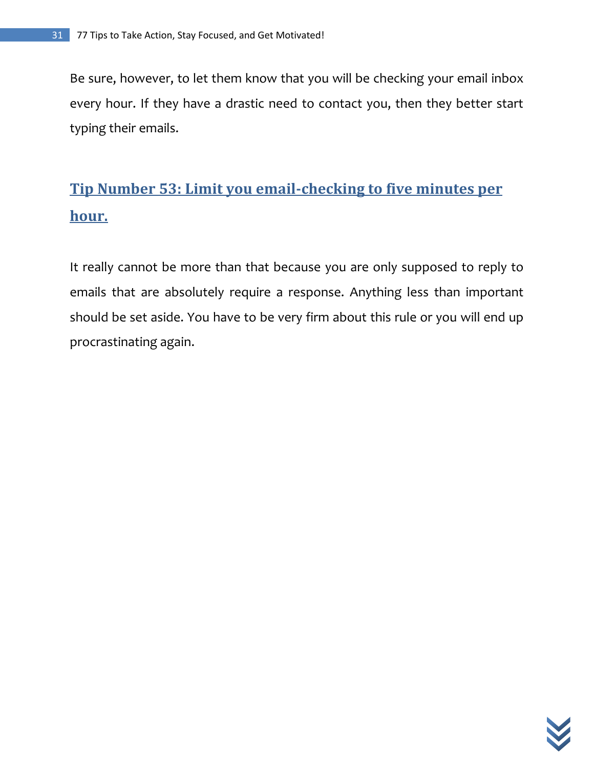Be sure, however, to let them know that you will be checking your email inbox every hour. If they have a drastic need to contact you, then they better start typing their emails.

## Tip Number 53: Limit you email-checking to five minutes per hour.

It really cannot be more than that because you are only supposed to reply to emails that are absolutely require a response. Anything less than important should be set aside. You have to be very firm about this rule or you will end up procrastinating again.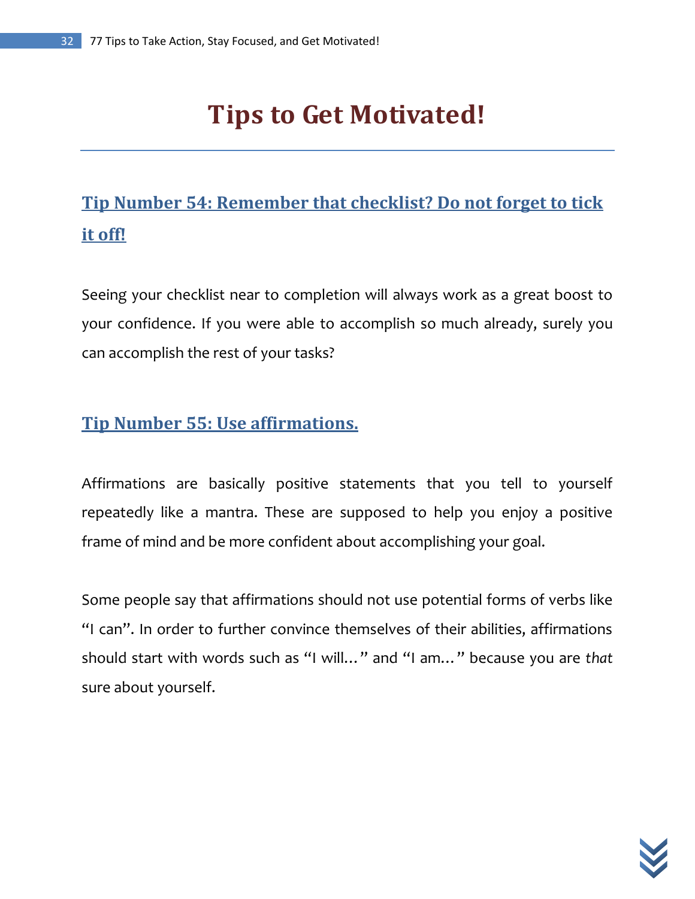# Tips to Get Motivated!

## Tip Number 54: Remember that checklist? Do not forget to tick it off!

Seeing your checklist near to completion will always work as a great boost to your confidence. If you were able to accomplish so much already, surely you can accomplish the rest of your tasks?

## Tip Number 55: Use affirmations.

Affirmations are basically positive statements that you tell to yourself repeatedly like a mantra. These are supposed to help you enjoy a positive frame of mind and be more confident about accomplishing your goal.

Some people say that affirmations should not use potential forms of verbs like “I can”. In order to further convince themselves of their abilities, affirmations should start with words such as “I will…” and “I am…” because you are *that* sure about yourself.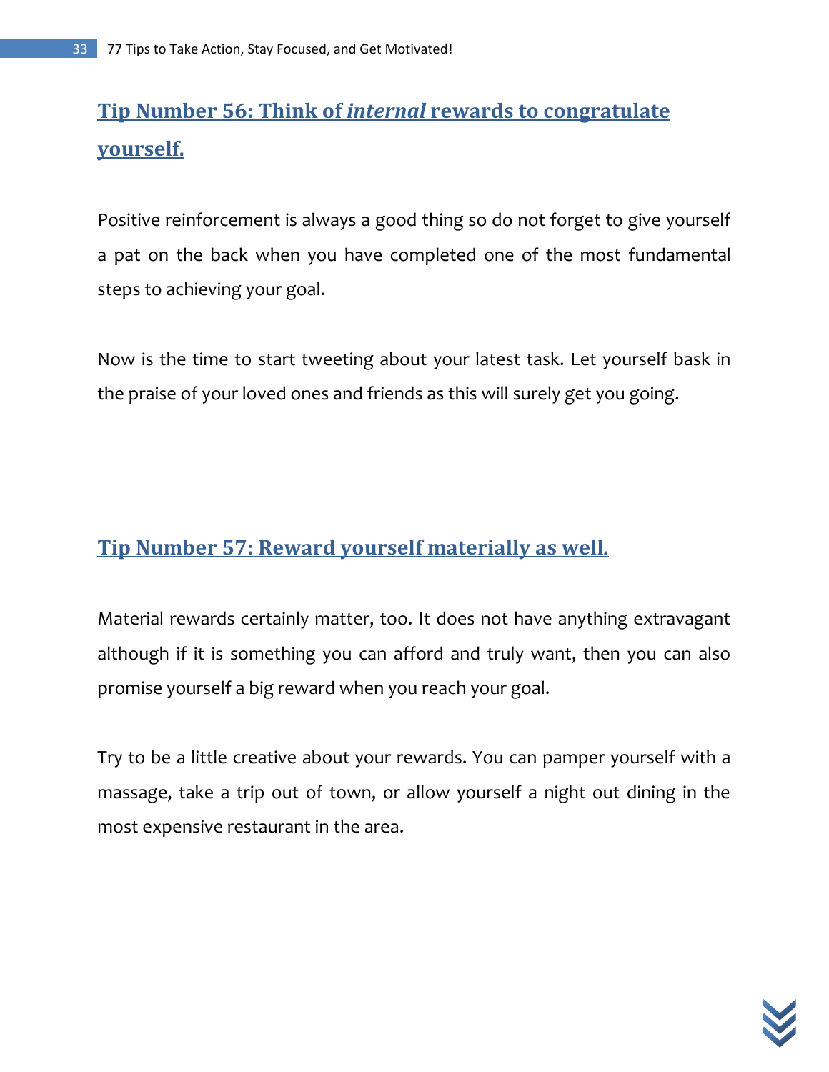## Tip Number 56: Think of *internal* rewards to congratulate yourself.

Positive reinforcement is always a good thing so do not forget to give yourself a pat on the back when you have completed one of the most fundamental steps to achieving your goal.

Now is the time to start tweeting about your latest task. Let yourself bask in the praise of your loved ones and friends as this will surely get you going.

## Tip Number 57: Reward yourself materially as well.

Material rewards certainly matter, too. It does not have anything extravagant although if it is something you can afford and truly want, then you can also promise yourself a big reward when you reach your goal.

Try to be a little creative about your rewards. You can pamper yourself with a massage, take a trip out of town, or allow yourself a night out dining in the most expensive restaurant in the area.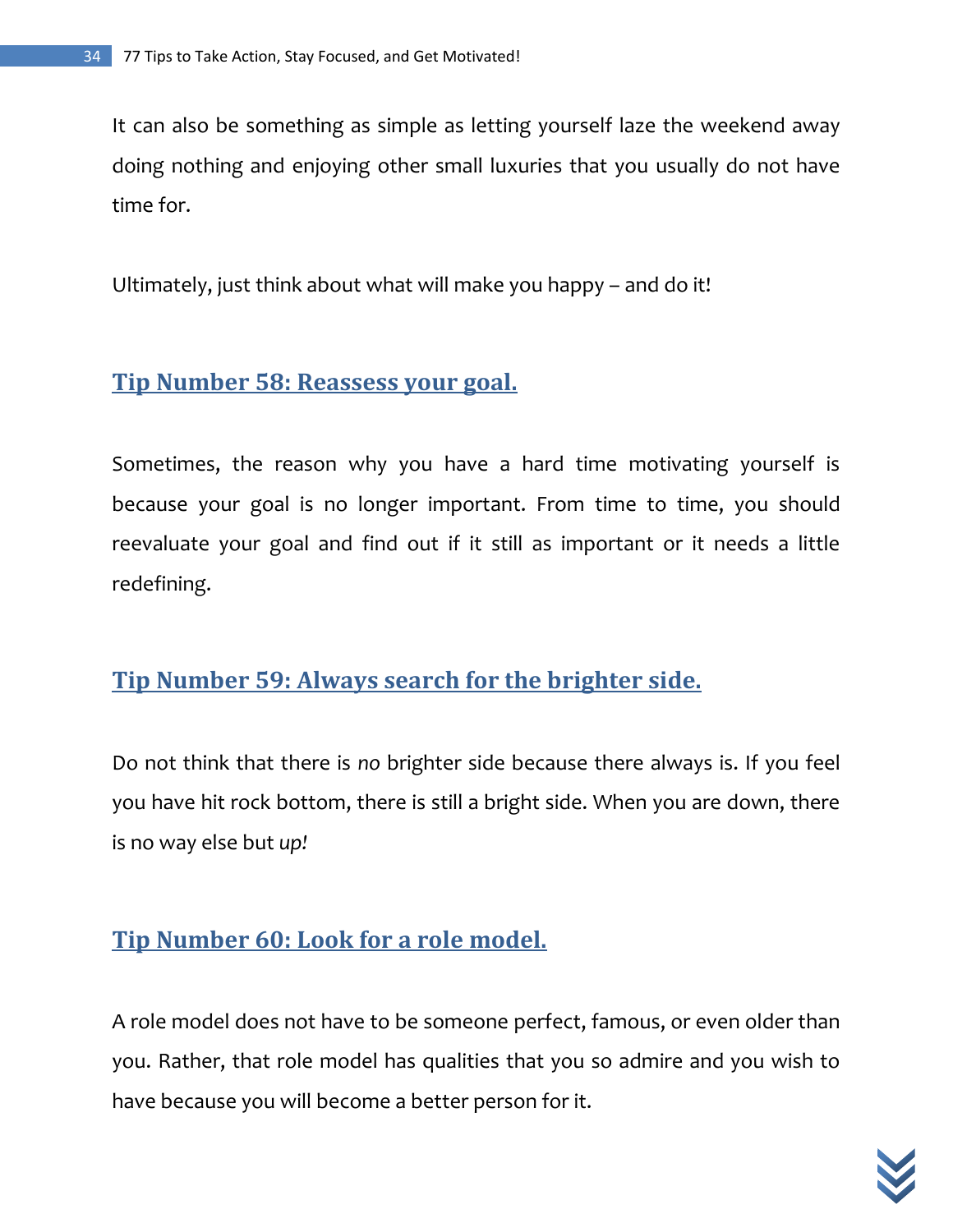It can also be something as simple as letting yourself laze the weekend away doing nothing and enjoying other small luxuries that you usually do not have time for.

Ultimately, just think about what will make you happy – and do it!

## Tip Number 58: Reassess your goal.

Sometimes, the reason why you have a hard time motivating yourself is because your goal is no longer important. From time to time, you should reevaluate your goal and find out if it still as important or it needs a little redefining.

## Tip Number 59: Always search for the brighter side.

Do not think that there is *no* brighter side because there always is. If you feel you have hit rock bottom, there is still a bright side. When you are down, there is no way else but *up!*

## Tip Number 60: Look for a role model.

A role model does not have to be someone perfect, famous, or even older than you. Rather, that role model has qualities that you so admire and you wish to have because you will become a better person for it.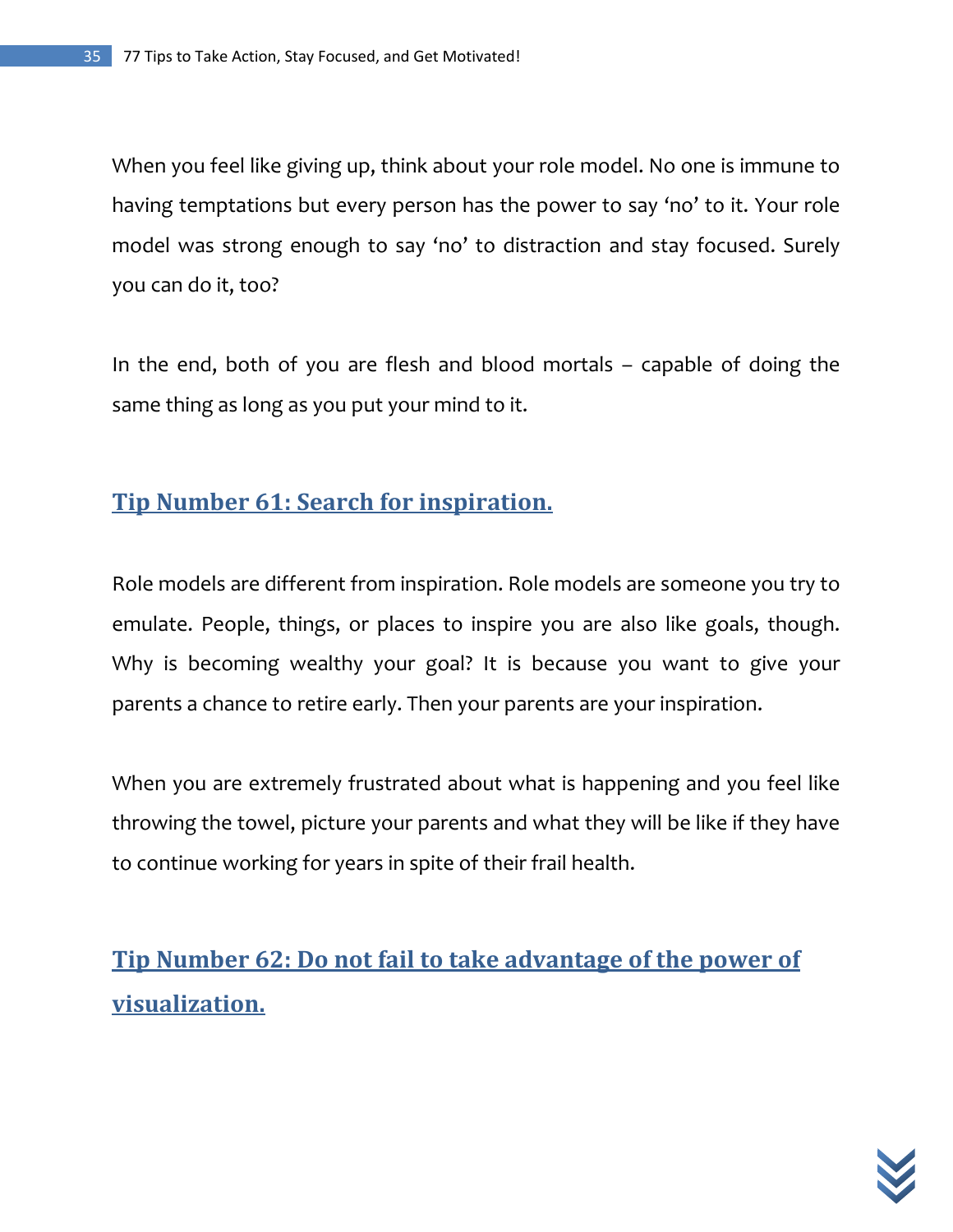When you feel like giving up, think about your role model. No one is immune to having temptations but every person has the power to say 'no' to it. Your role model was strong enough to say 'no' to distraction and stay focused. Surely you can do it, too?

In the end, both of you are flesh and blood mortals – capable of doing the same thing as long as you put your mind to it.

## Tip Number 61: Search for inspiration.

Role models are different from inspiration. Role models are someone you try to emulate. People, things, or places to inspire you are also like goals, though. Why is becoming wealthy your goal? It is because you want to give your parents a chance to retire early. Then your parents are your inspiration.

When you are extremely frustrated about what is happening and you feel like throwing the towel, picture your parents and what they will be like if they have to continue working for years in spite of their frail health.

## Tip Number 62: Do not fail to take advantage of the power of visualization.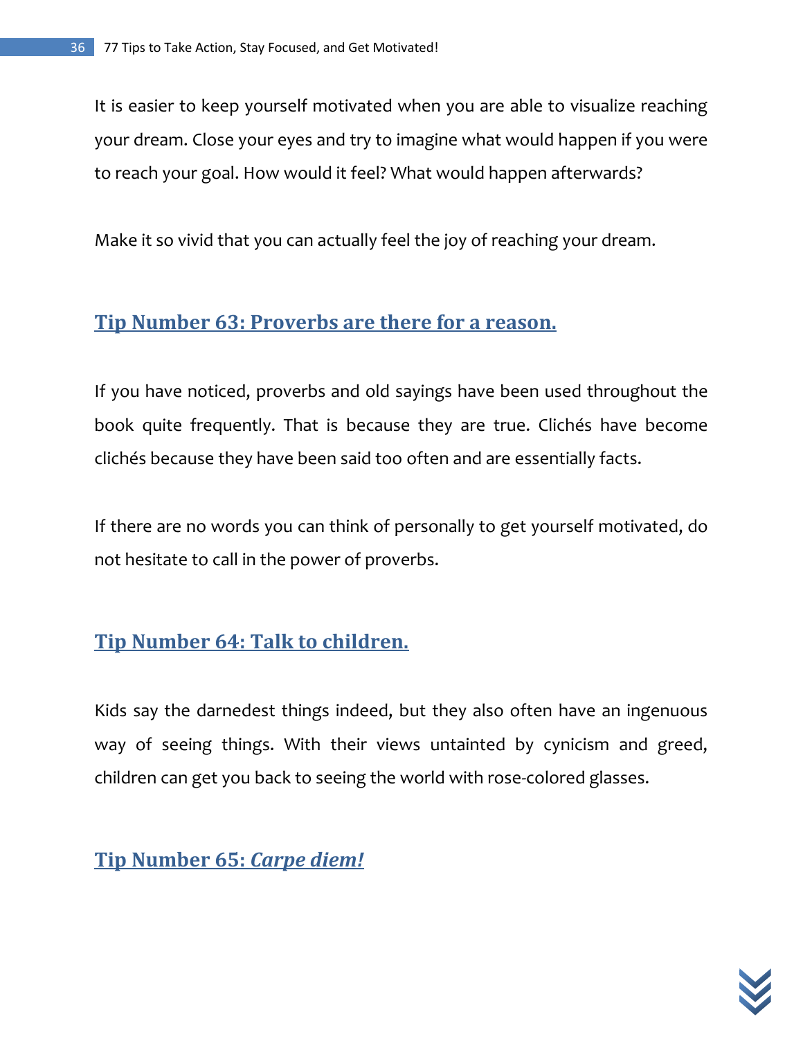It is easier to keep yourself motivated when you are able to visualize reaching your dream. Close your eyes and try to imagine what would happen if you were to reach your goal. How would it feel? What would happen afterwards?

Make it so vivid that you can actually feel the joy of reaching your dream.

## Tip Number 63: Proverbs are there for a reason.

If you have noticed, proverbs and old sayings have been used throughout the book quite frequently. That is because they are true. Clichés have become clichés because they have been said too often and are essentially facts.

If there are no words you can think of personally to get yourself motivated, do not hesitate to call in the power of proverbs.

## Tip Number 64: Talk to children.

Kids say the darnedest things indeed, but they also often have an ingenuous way of seeing things. With their views untainted by cynicism and greed, children can get you back to seeing the world with rose-colored glasses.

## Tip Number 65: *Carpe diem!*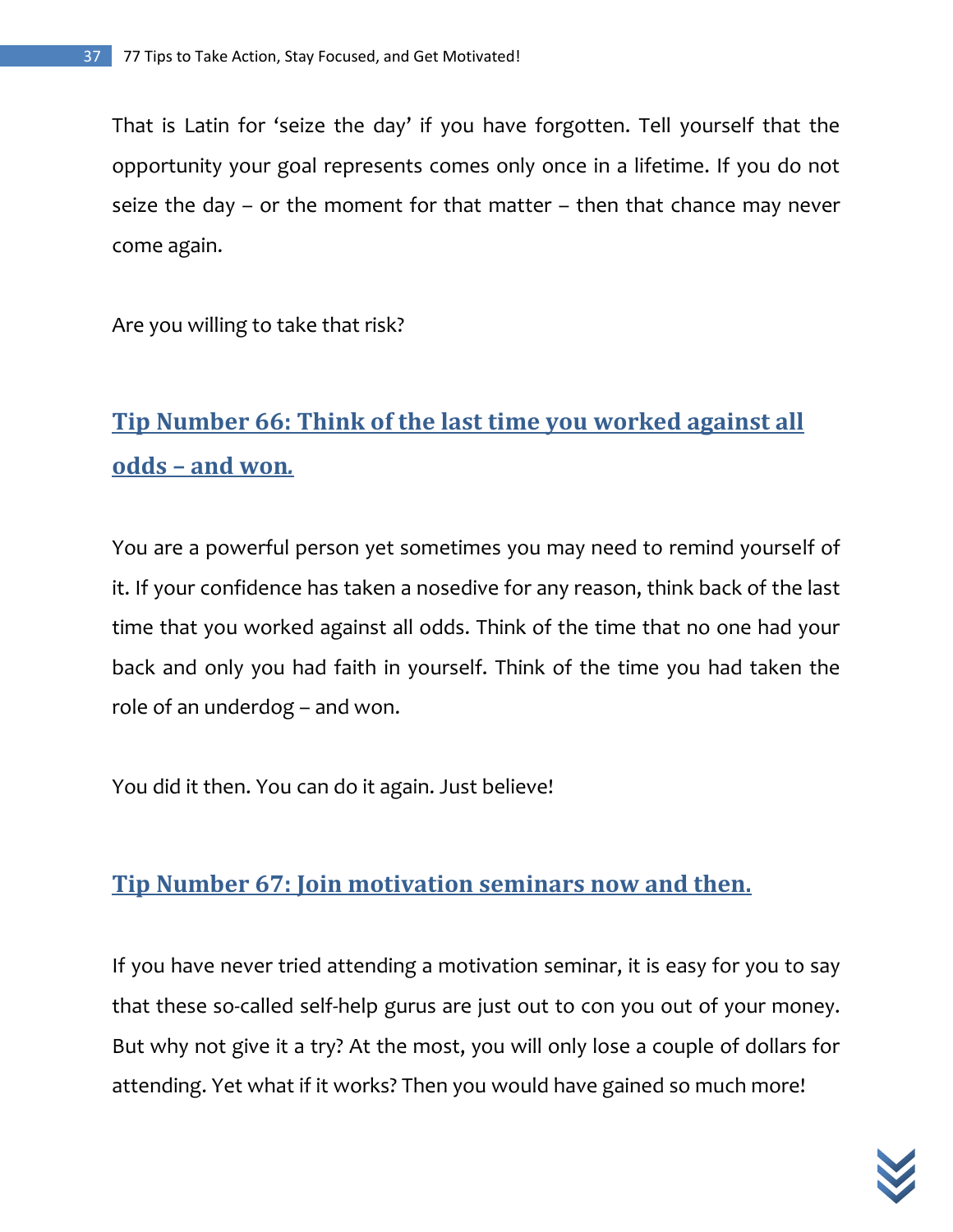That is Latin for 'seize the day' if you have forgotten. Tell yourself that the opportunity your goal represents comes only once in a lifetime. If you do not seize the day – or the moment for that matter – then that chance may never come again.

Are you willing to take that risk?

## Tip Number 66: Think of the last time you worked against all odds – and won.

You are a powerful person yet sometimes you may need to remind yourself of it. If your confidence has taken a nosedive for any reason, think back of the last time that you worked against all odds. Think of the time that no one had your back and only you had faith in yourself. Think of the time you had taken the role of an underdog – and won.

You did it then. You can do it again. Just believe!

## Tip Number 67: Join motivation seminars now and then.

If you have never tried attending a motivation seminar, it is easy for you to say that these so-called self-help gurus are just out to con you out of your money. But why not give it a try? At the most, you will only lose a couple of dollars for attending. Yet what if it works? Then you would have gained so much more!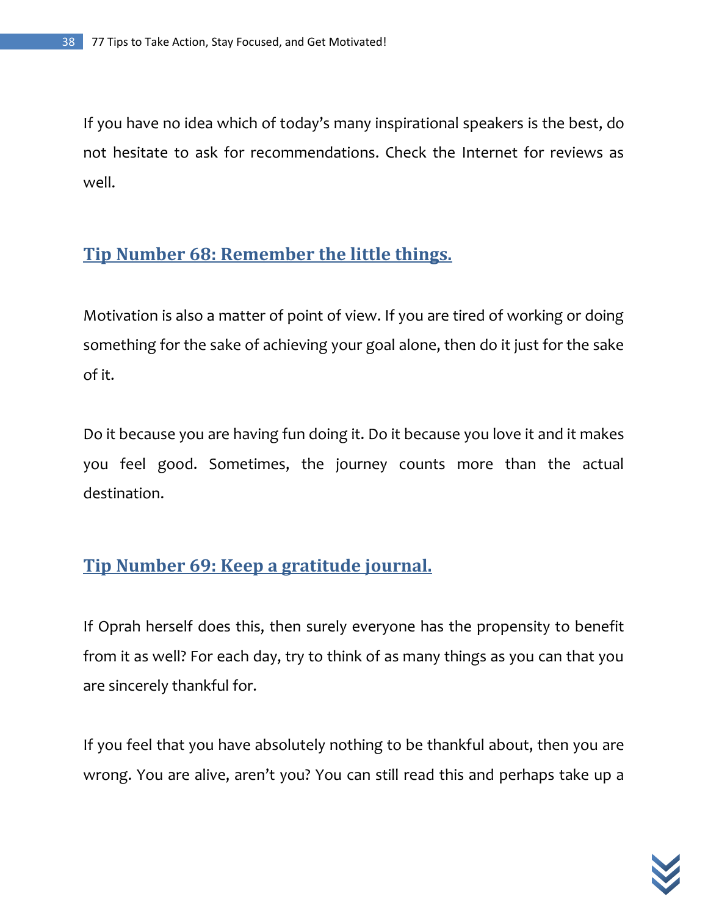If you have no idea which of today's many inspirational speakers is the best, do not hesitate to ask for recommendations. Check the Internet for reviews as well.

## Tip Number 68: Remember the little things.

Motivation is also a matter of point of view. If you are tired of working or doing something for the sake of achieving your goal alone, then do it just for the sake of it.

Do it because you are having fun doing it. Do it because you love it and it makes you feel good. Sometimes, the journey counts more than the actual destination.

## Tip Number 69: Keep a gratitude journal.

If Oprah herself does this, then surely everyone has the propensity to benefit from it as well? For each day, try to think of as many things as you can that you are sincerely thankful for.

If you feel that you have absolutely nothing to be thankful about, then you are wrong. You are alive, aren't you? You can still read this and perhaps take up a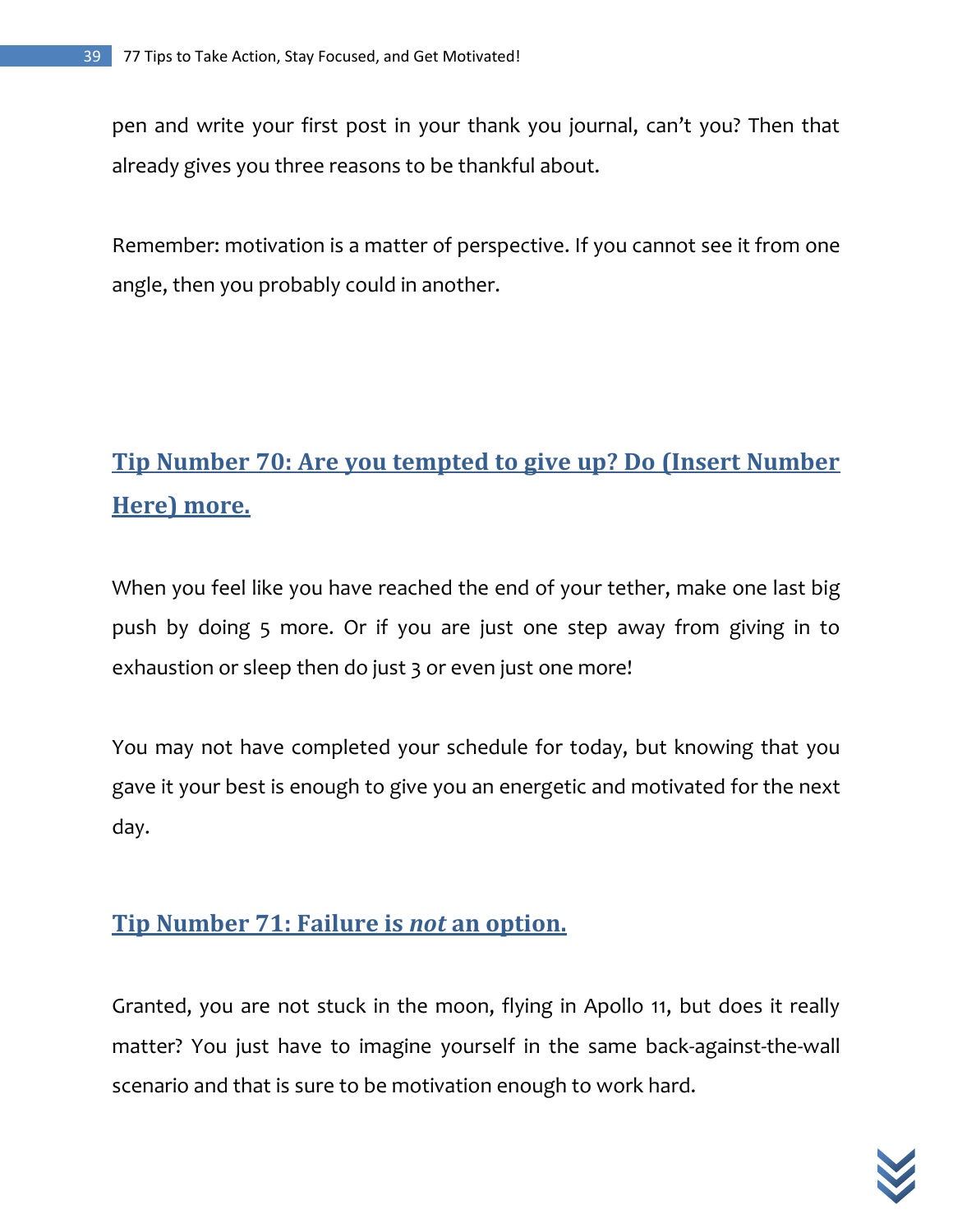pen and write your first post in your thank you journal, can't you? Then that already gives you three reasons to be thankful about.

Remember: motivation is a matter of perspective. If you cannot see it from one angle, then you probably could in another.

## Tip Number 70: Are you tempted to give up? Do (Insert Number Here) more.

When you feel like you have reached the end of your tether, make one last big push by doing 5 more. Or if you are just one step away from giving in to exhaustion or sleep then do just 3 or even just one more!

You may not have completed your schedule for today, but knowing that you gave it your best is enough to give you an energetic and motivated for the next day.

## Tip Number 71: Failure is *not* an option.

Granted, you are not stuck in the moon, flying in Apollo 11, but does it really matter? You just have to imagine yourself in the same back-against-the-wall scenario and that is sure to be motivation enough to work hard.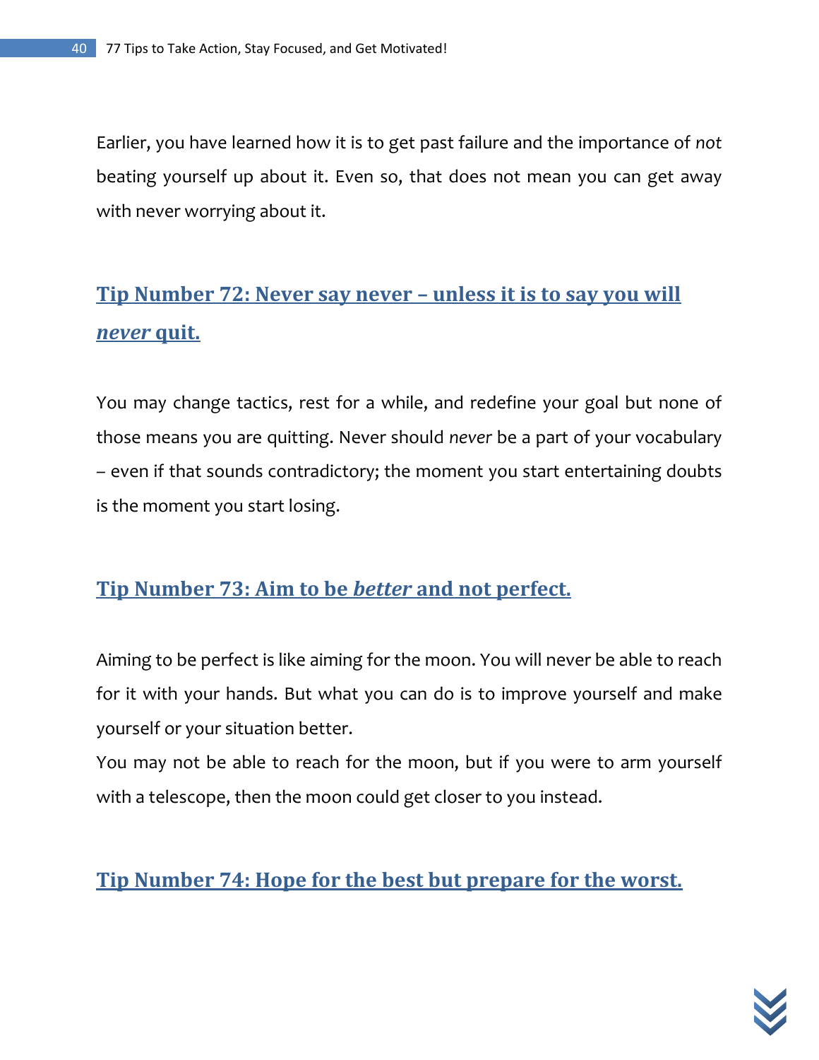Earlier, you have learned how it is to get past failure and the importance of *not* beating yourself up about it. Even so, that does not mean you can get away with never worrying about it.

## Tip Number 72: Never say never – unless it is to say you will *never* quit.

You may change tactics, rest for a while, and redefine your goal but none of those means you are quitting. Never should *never* be a part of your vocabulary – even if that sounds contradictory; the moment you start entertaining doubts is the moment you start losing.

## Tip Number 73: Aim to be *better* and not perfect.

Aiming to be perfect is like aiming for the moon. You will never be able to reach for it with your hands. But what you can do is to improve yourself and make yourself or your situation better.

You may not be able to reach for the moon, but if you were to arm yourself with a telescope, then the moon could get closer to you instead.

## Tip Number 74: Hope for the best but prepare for the worst.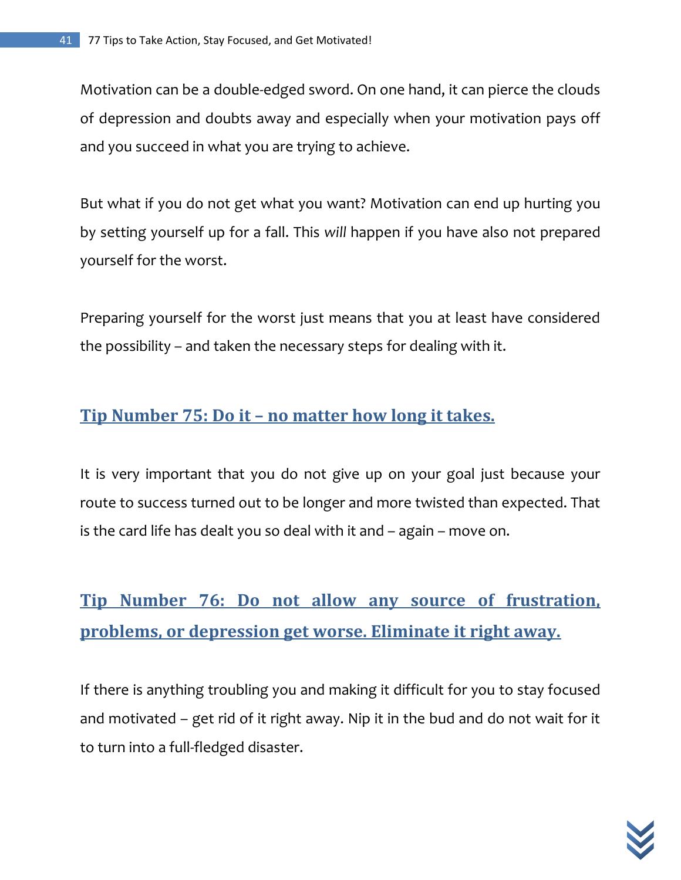Motivation can be a double-edged sword. On one hand, it can pierce the clouds of depression and doubts away and especially when your motivation pays off and you succeed in what you are trying to achieve.

But what if you do not get what you want? Motivation can end up hurting you by setting yourself up for a fall. This *will* happen if you have also not prepared yourself for the worst.

Preparing yourself for the worst just means that you at least have considered the possibility – and taken the necessary steps for dealing with it.

## Tip Number 75: Do it – no matter how long it takes.

It is very important that you do not give up on your goal just because your route to success turned out to be longer and more twisted than expected. That is the card life has dealt you so deal with it and – again – move on.

## Tip Number 76: Do not allow any source of frustration, problems, or depression get worse. Eliminate it right away.

If there is anything troubling you and making it difficult for you to stay focused and motivated – get rid of it right away. Nip it in the bud and do not wait for it to turn into a full-fledged disaster.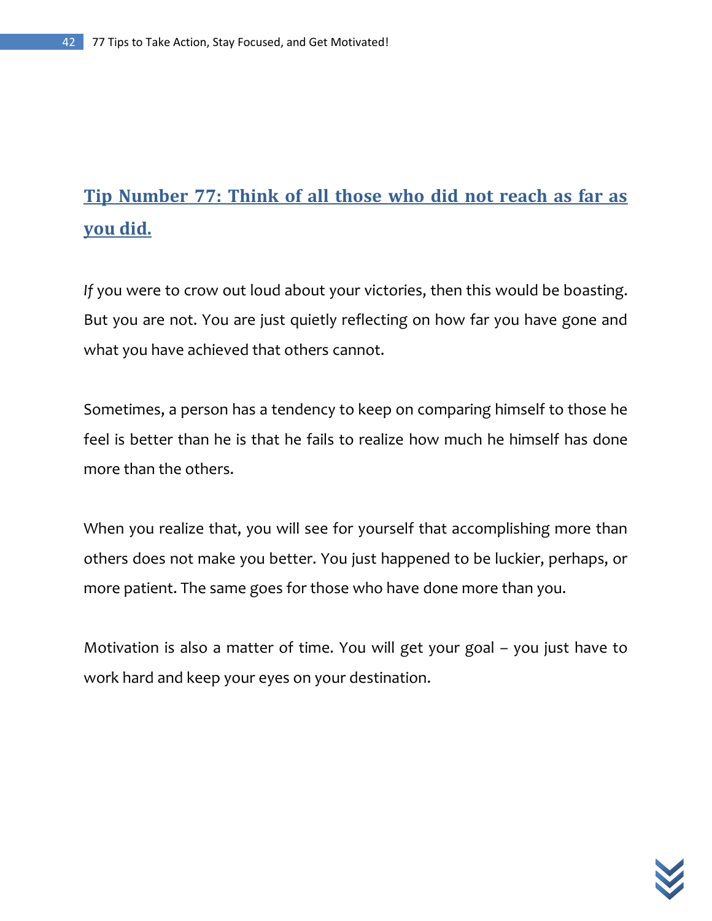## Tip Number 77: Think of all those who did not reach as far as you did.

*If* you were to crow out loud about your victories, then this would be boasting. But you are not. You are just quietly reflecting on how far you have gone and what you have achieved that others cannot.

Sometimes, a person has a tendency to keep on comparing himself to those he feel is better than he is that he fails to realize how much he himself has done more than the others.

When you realize that, you will see for yourself that accomplishing more than others does not make you better. You just happened to be luckier, perhaps, or more patient. The same goes for those who have done more than you.

Motivation is also a matter of time. You will get your goal – you just have to work hard and keep your eyes on your destination.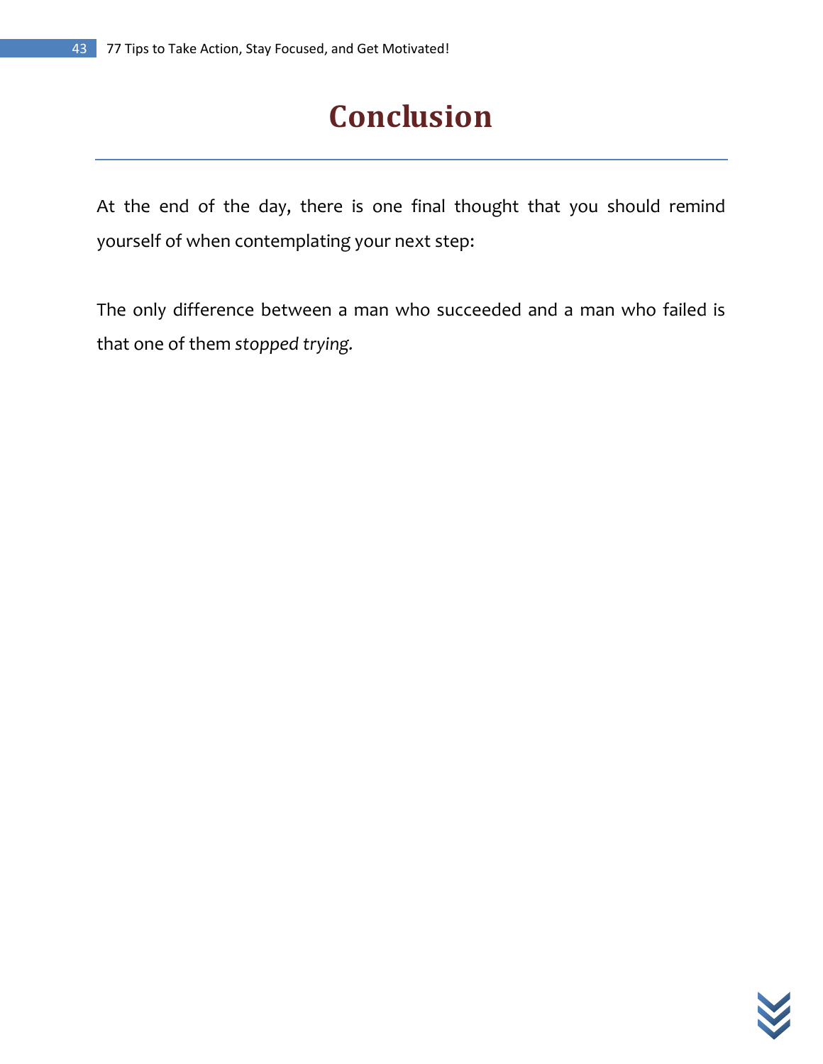# Conclusion

At the end of the day, there is one final thought that you should remind yourself of when contemplating your next step:

The only difference between a man who succeeded and a man who failed is that one of them *stopped trying.*